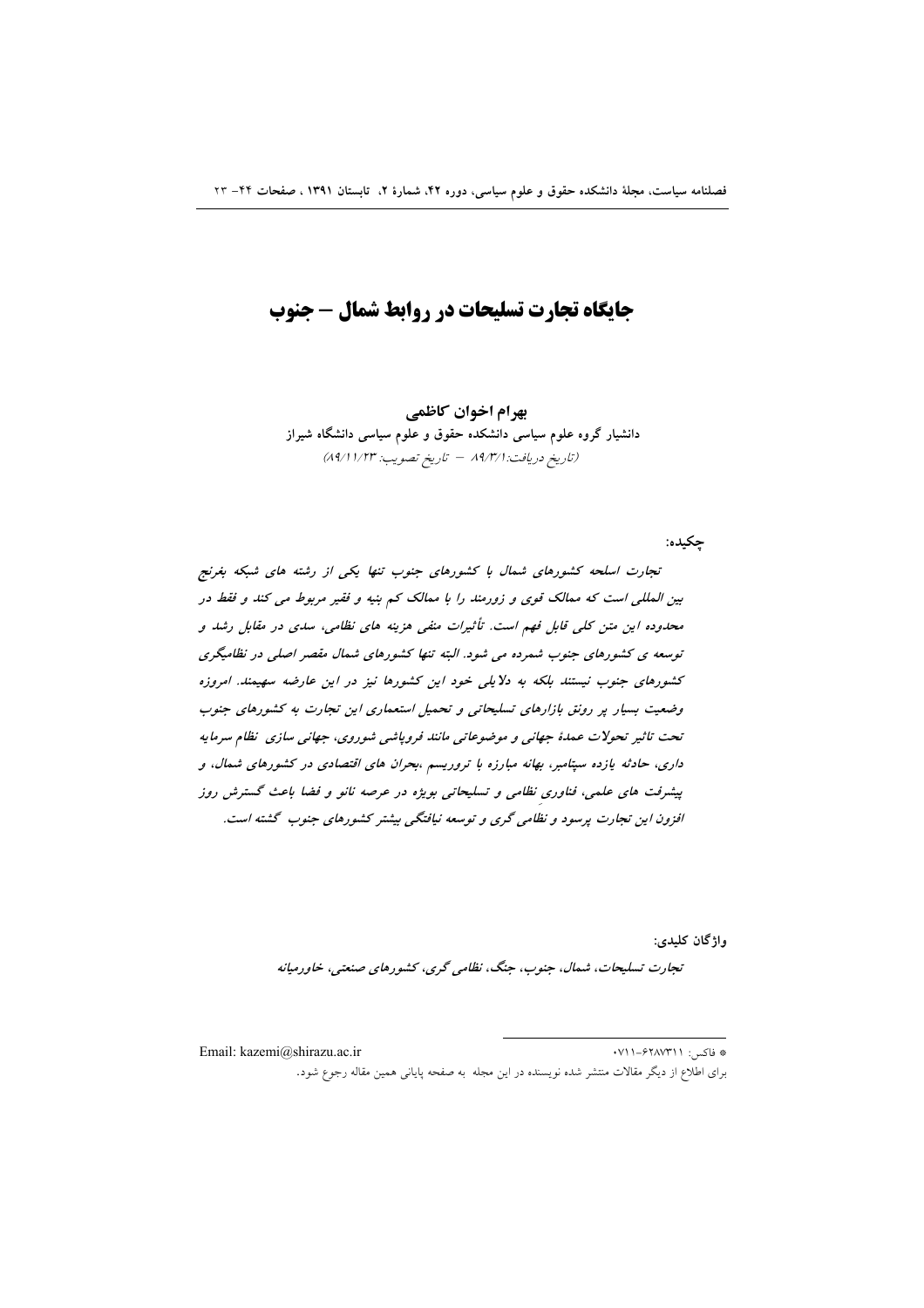# جایگاه تجارت تسلیحات در روابط شمال – جنوب

**بهرام اخوان کاظمی**

**دانشیار گروه علوم سیاسی دانشکده حقوق و علوم سیاسی دانشگاه شیراز**

*(تاریخ دریافت: ۸۹/۳/۱ – تاریخ تصویب: ۸۹/۱۱/۲۳)*

**چکیده:**

***تجارت اسلحه کشورهای شمال با کشورهای جنوب تنها یکی از رشته های شبکه بغرنج بین المللی است که ممالک قوی و زورمند را با ممالک کم بنیه و فقیر مربوط می کند و فقط در محدوده این متن کلی قابل فهم است. تأثیرات منفی هزینه های نظامی، سدی در مقابل رشد و توسعه ی کشورهای جنوب شمرده می شود. البته تنها کشورهای شمال مقصر اصلی در نظامیگری کشورهای جنوب نیستند بلکه به دلایلی خود این کشورها نیز در این عارضه سهیمند. امروزه وضعیت بسیار پر رونق بازارهای تسلیحاتی و تحمیل استعماری این تجارت به کشورهای جنوب تحت تاثیر تحولات عمدهٔ جهانی و موضوعاتی مانند فروپاشی شوروی، جهانی سازی نظام سرمایه داری، حادثه یازده سپتامبر، بهانه مبارزه با تروریسم ،بحران های اقتصادی در کشورهای شمال، و پیشرفت های علمی، فناوری نظامی و تسلیحاتی بویژه در عرصه نانو و فضا باعث گسترش روز افزون این تجارت پرسود و نظامی گری و توسعه نیافتگی بیشتر کشورهای جنوب گشته است.***

**واژگان کلیدی:**

***تجارت تسلیحات، شمال، جنوب، جنگ، نظامی گری، کشورهای صنعتی، خاورمیانه***

---

\* فاکس: ۶۲۸۷۳۱۱-۰۷۱۱

Email: kazemi@shirazu.ac.ir

برای اطلاع از دیگر مقالات منتشر شده نویسنده در این مجله به صفحه پایانی همین مقاله رجوع شود.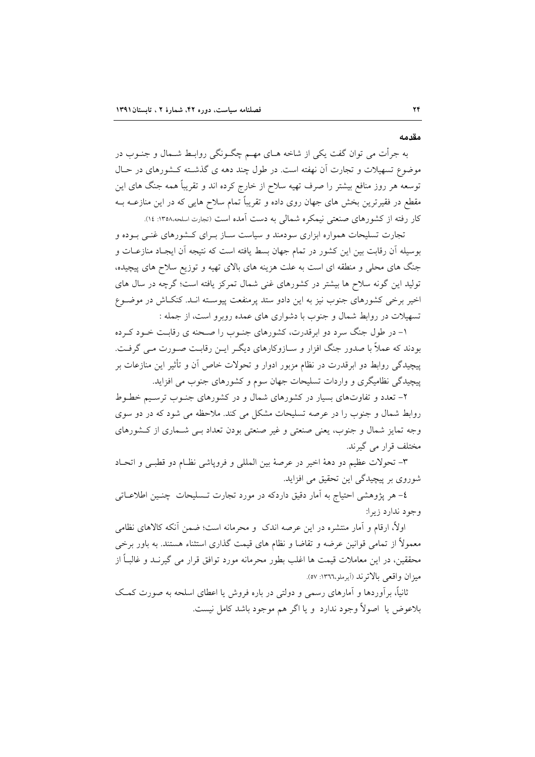## مقدمه

به جرأت می توان گفت یکی از شاخه های مهم چگونگی روابط شمال و جنوب در موضوع تسهیلات و تجارت آن نهفته است. در طول چند دهه ی گذشته کشورهای در حال توسعه هر روز منافع بیشتر را صرف تهیه سلاح از خارج کرده اند و تقریباً همه جنگ های این مقطع در فقیرترین بخش های جهان روی داده و تقریباً تمام سلاح هایی که در این منازعه به کار رفته از کشورهای صنعتی نیمکره شمالی به دست آمده است (تجارت اسلحه،۱۳۵۸: ۱٤).

تجارت تسلیحات همواره ابزاری سودمند و سیاست ساز برای کشورهای غنی بوده و بوسیله آن رقابت بین این کشور در تمام جهان بسط یافته است که نتیجه آن ایجاد منازعات و جنگ های محلی و منطقه ای است به علت هزینه های بالای تهیه و توزیع سلاح های پیچیده، تولید این گونه سلاح ها بیشتر در کشورهای غنی شمال تمرکز یافته است؛ گرچه در سال های اخیر برخی کشورهای جنوب نیز به این دادو ستد پرمنفعت پیوسته اند. کنکاش در موضوع تسهیلات در روابط شمال و جنوب با دشواری های عمده روبرو است، از جمله :

۱- در طول جنگ سرد دو ابرقدرت، کشورهای جنوب را صحنه ی رقابت خود کرده بودند که عملاً با صدور جنگ افزار و سازوکارهای دیگر این رقابت صورت می گرفت. پیچیدگی روابط دو ابرقدرت در نظام مزبور ادوار و تحولات خاص آن و تأثیر این منازعات بر پیچیدگی نظامیگری و واردات تسلیحات جهان سوم و کشورهای جنوب می افزاید.

۲- تعدد و تفاوت‌های بسیار در کشورهای شمال و در کشورهای جنوب ترسیم خطوط روابط شمال و جنوب را در عرصه تسلیحات مشکل می کند. ملاحظه می شود که در دو سوی وجه تمایز شمال و جنوب، یعنی صنعتی و غیر صنعتی بودن تعداد بی شماری از کشورهای مختلف قرار می گیرند.

۳- تحولات عظیم دو دهۀ اخیر در عرصۀ بین المللی و فروپاشی نظام دو قطبی و اتحاد شوروی بر پیچیدگی این تحقیق می افزاید.

٤- هر پژوهشی احتیاج به آمار دقیق داردکه در مورد تجارت تسلیحات چنین اطلاعاتی وجود ندارد زیرا:

اولاً، ارقام و آمار منتشره در این عرصه اندک و محرمانه است؛ ضمن آنکه کالاهای نظامی معمولاً از تمامی قوانین عرضه و تقاضا و نظام های قیمت گذاری استثناء هستند. به باور برخی محققین، در این معاملات قیمت ها اغلب بطور محرمانه مورد توافق قرار می گیرند و غالباً از میزان واقعی بالاترند (آیرملو،١٣٦٦: ٥٧).

ثانیاً، برآوردها و آمارهای رسمی و دولتی در باره فروش یا اعطای اسلحه به صورت کمک بلاعوض یا اصولاً وجود ندارد و یا اگر هم موجود باشد کامل نیست.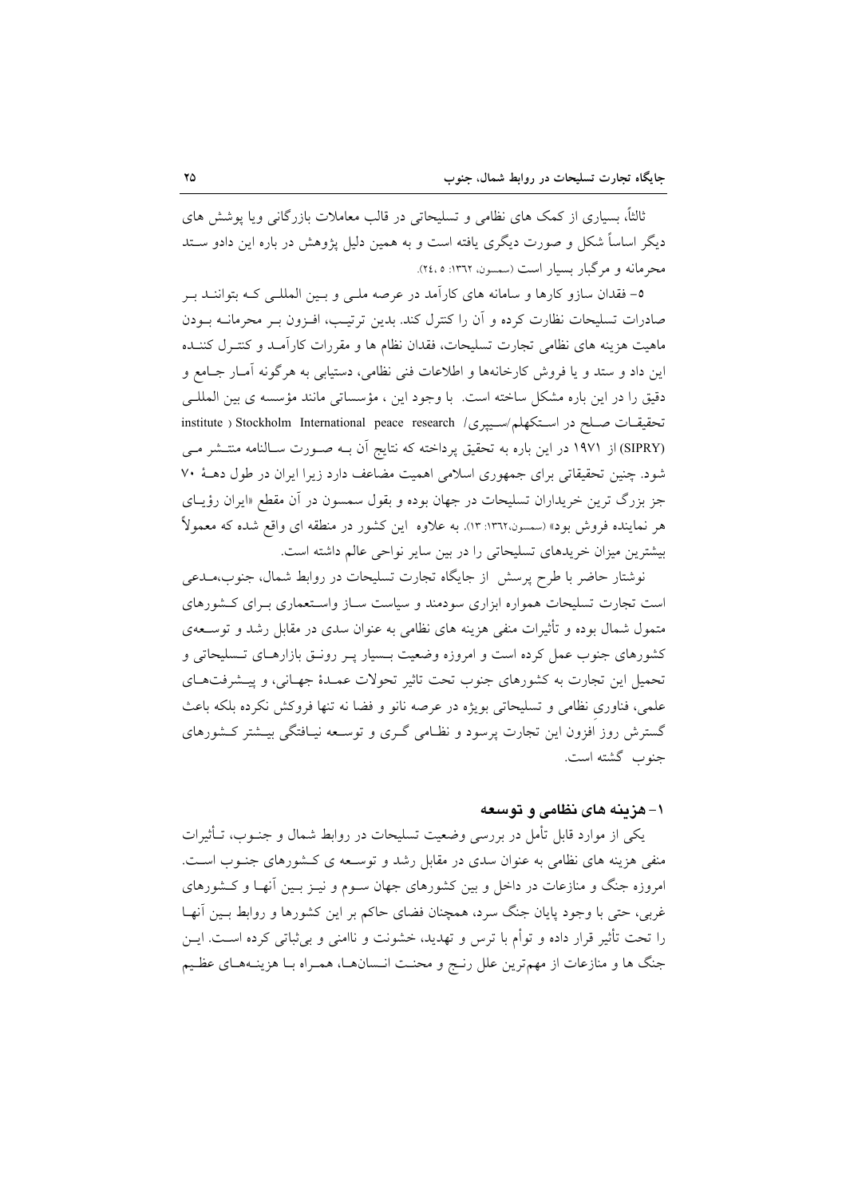ثالثاً، بسیاری از کمک های نظامی و تسلیحاتی در قالب معاملات بازرگانی ویا پوشش های دیگر اساساً شکل و صورت دیگری یافته است و به همین دلیل پژوهش در باره این دادو ستد محرمانه و مرگبار بسیار است (سمسون، ١٣٦٢: ٥، ٢٤).

٥- فقدان سازو کارها و سامانه های کارآمد در عرصه ملی و بین المللی که بتوانند بر صادرات تسلیحات نظارت کرده و آن را کنترل کند. بدین ترتیب، افزون بر محرمانه بودن ماهیت هزینه های نظامی تجارت تسلیحات، فقدان نظام ها و مقررات کارآمد و کنترل کننده این داد و ستد و یا فروش کارخانهها و اطلاعات فنی نظامی، دستیابی به هرگونه آمار جامع و دقیق را در این باره مشکل ساخته است. با وجود این ، مؤسساتی مانند مؤسسه ی بین المللی تحقیقات صلح در استکهلم/سیپری/ Stockholm International peace research ) institute (SIPRY) از ١٩٧١ در این باره به تحقیق پرداخته که نتایج آن به صورت سالنامه منتشر می شود. چنین تحقیقاتی برای جمهوری اسلامی اهمیت مضاعف دارد زیرا ایران در طول دهۀ ٧٠ جز بزرگ ترین خریداران تسلیحات در جهان بوده و بقول سمسون در آن مقطع «ایران رؤیای هر نماینده فروش بود» (سمسون،١٣٦٢: ١٣). به علاوه این کشور در منطقه ای واقع شده که معمولاً بیشترین میزان خریدهای تسلیحاتی را در بین سایر نواحی عالم داشته است.

نوشتار حاضر با طرح پرسش از جایگاه تجارت تسلیحات در روابط شمال، جنوب،مدعی است تجارت تسلیحات همواره ابزاری سودمند و سیاست ساز واستعماری برای کشورهای متمول شمال بوده و تأثیرات منفی هزینه های نظامی به عنوان سدی در مقابل رشد و توسعهی کشورهای جنوب عمل کرده است و امروزه وضعیت بسیار پر رونق بازارهای تسلیحاتی و تحمیل این تجارت به کشورهای جنوب تحت تاثیر تحولات عمدۀ جهانی، و پیشرفتهای علمی، فناوری نظامی و تسلیحاتی بویژه در عرصه نانو و فضا نه تنها فروکش نکرده بلکه باعث گسترش روز افزون این تجارت پرسود و نظامی گری و توسعه نیافتگی بیشتر کشورهای جنوب گشته است.

### ١- هزینه های نظامی و توسعه

یکی از موارد قابل تأمل در بررسی وضعیت تسلیحات در روابط شمال و جنوب، تأثیرات منفی هزینه های نظامی به عنوان سدی در مقابل رشد و توسعه ی کشورهای جنوب است. امروزه جنگ و منازعات در داخل و بین کشورهای جهان سوم و نیز بین آنها و کشورهای غربی، حتی با وجود پایان جنگ سرد، همچنان فضای حاکم بر این کشورها و روابط بین آنها را تحت تأثیر قرار داده و توأم با ترس و تهدید، خشونت و ناامنی و بیثباتی کرده است. این جنگ ها و منازعات از مهمترین علل رنج و محنت انسانها، همراه با هزینههای عظیم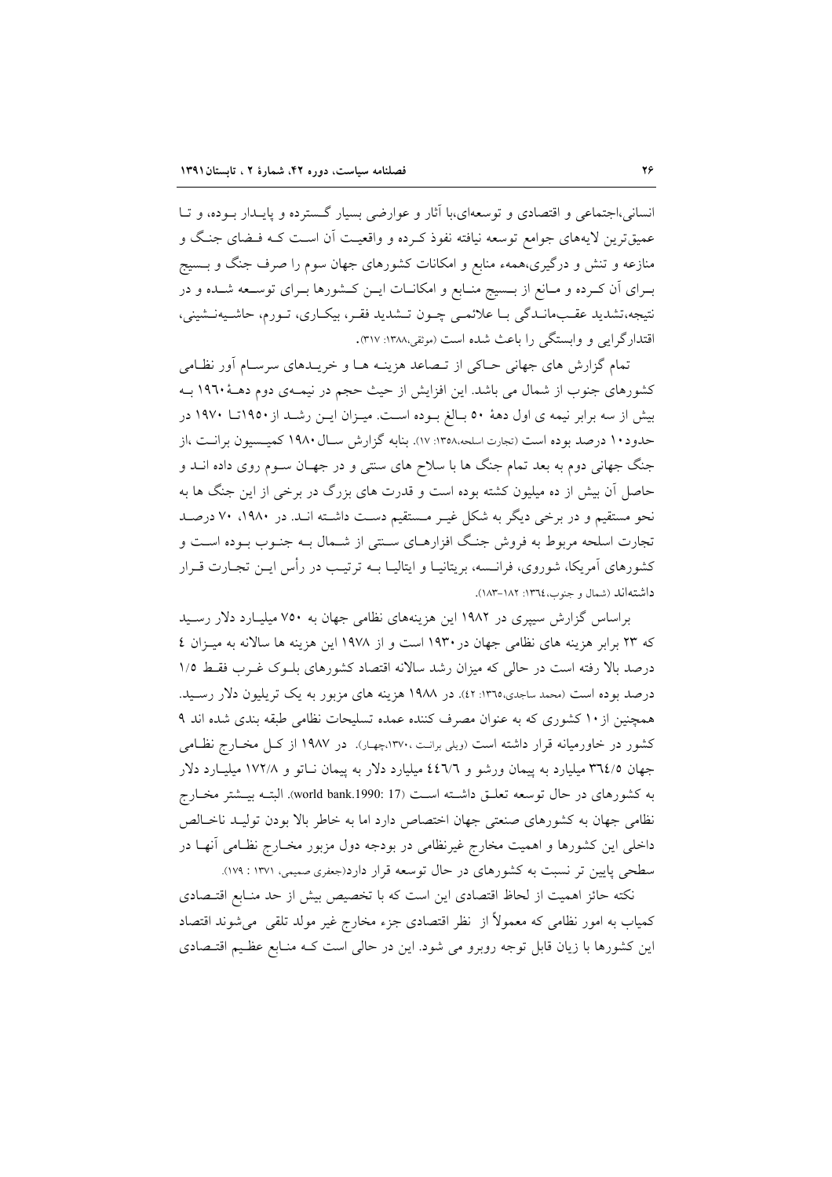انسانی،اجتماعی و اقتصادی و توسعه‌ای،با آثار و عوارضی بسیار گسترده و پایدار بوده، و تا عمیق‌ترین لایه‌های جوامع توسعه نیافته نفوذ کرده و واقعیت آن است که فضای جنگ و منازعه و تنش و درگیری،همهء منابع و امکانات کشورهای جهان سوم را صرف جنگ و بسیج برای آن کرده و مانع از بسیج منابع و امکانات این کشورها برای توسعه شده و در نتیجه،تشدید عقب‌ماندگی با علائمی چون تشدید فقر، بیکاری، تورم، حاشیه‌نشینی، اقتدارگرایی و وابستگی را باعث شده است (موثقی،۱۳۸۸: ۳۱۷).

تمام گزارش های جهانی حاکی از تصاعد هزینه ها و خریدهای سرسام آور نظامی کشورهای جنوب از شمال می باشد. این افزایش از حیث حجم در نیمه‌ی دوم دههٔ ۱۹۶۰ به بیش از سه برابر نیمه ی اول دههٔ ۵۰ بالغ بوده است. میزان این رشد از ۱۹۵۰تا ۱۹۷۰ در حدود ۱۰ درصد بوده است (تجارت اسلحه،۱۳۵۸: ۱۷). بنابه گزارش سال ۱۹۸۰ کمیسیون برانت ،از جنگ جهانی دوم به بعد تمام جنگ ها با سلاح های سنتی و در جهان سوم روی داده اند و حاصل آن بیش از ده میلیون کشته بوده است و قدرت های بزرگ در برخی از این جنگ ها به نحو مستقیم و در برخی دیگر به شکل غیر مستقیم دست داشته اند. در ۱۹۸۰، ۷۰ درصد تجارت اسلحه مربوط به فروش جنگ افزارهای سنتی از شمال به جنوب بوده است و کشورهای آمریکا، شوروی، فرانسه، بریتانیا و ایتالیا به ترتیب در رأس این تجارت قرار داشته‌اند (شمال و جنوب،۱۳٦٤: ۱۸۲-۱۸۳).

براساس گزارش سیپری در ۱۹۸۲ این هزینه‌های نظامی جهان به ۷۵۰ میلیارد دلار رسید که ۲۳ برابر هزینه های نظامی جهان در۱۹۳۰ است و از ۱۹۷۸ این هزینه ها سالانه به میزان ٤ درصد بالا رفته است در حالی که میزان رشد سالانه اقتصاد کشورهای بلوک غرب فقط ۱/۵ درصد بوده است (محمد ساجدی،۱۳٦۵: ٤۲). در ۱۹۸۸ هزینه های مزبور به یک تریلیون دلار رسید. همچنین از ۱۰ کشوری که به عنوان مصرف کننده عمده تسلیحات نظامی طبقه بندی شده اند ۹ کشور در خاورمیانه قرار داشته است (ویلی برانت ،۱۳۷۰،چهار). در ۱۹۸۷ از کل مخارج نظامی جهان ۳٦٤/۵ میلیارد به پیمان ورشو و ٤٤٦/٦ میلیارد دلار به پیمان ناتو و ۱۷۲/۸ میلیارد دلار به کشورهای در حال توسعه تعلق داشته است (world bank.1990: 17). البته بیشتر مخارج نظامی جهان به کشورهای صنعتی جهان اختصاص دارد اما به خاطر بالا بودن تولید ناخالص داخلی این کشورها و اهمیت مخارج غیرنظامی در بودجه دول مزبور مخارج نظامی آنها در سطحی پایین تر نسبت به کشورهای در حال توسعه قرار دارد(جعفری صمیمی، ۱۳۷۱ : ۱۷۹).

نکته حائز اهمیت از لحاظ اقتصادی این است که با تخصیص بیش از حد منابع اقتصادی کمیاب به امور نظامی که معمولاً از نظر اقتصادی جزء مخارج غیر مولد تلقی می‌شوند اقتصاد این کشورها با زیان قابل توجه روبرو می شود. این در حالی است که منابع عظیم اقتصادی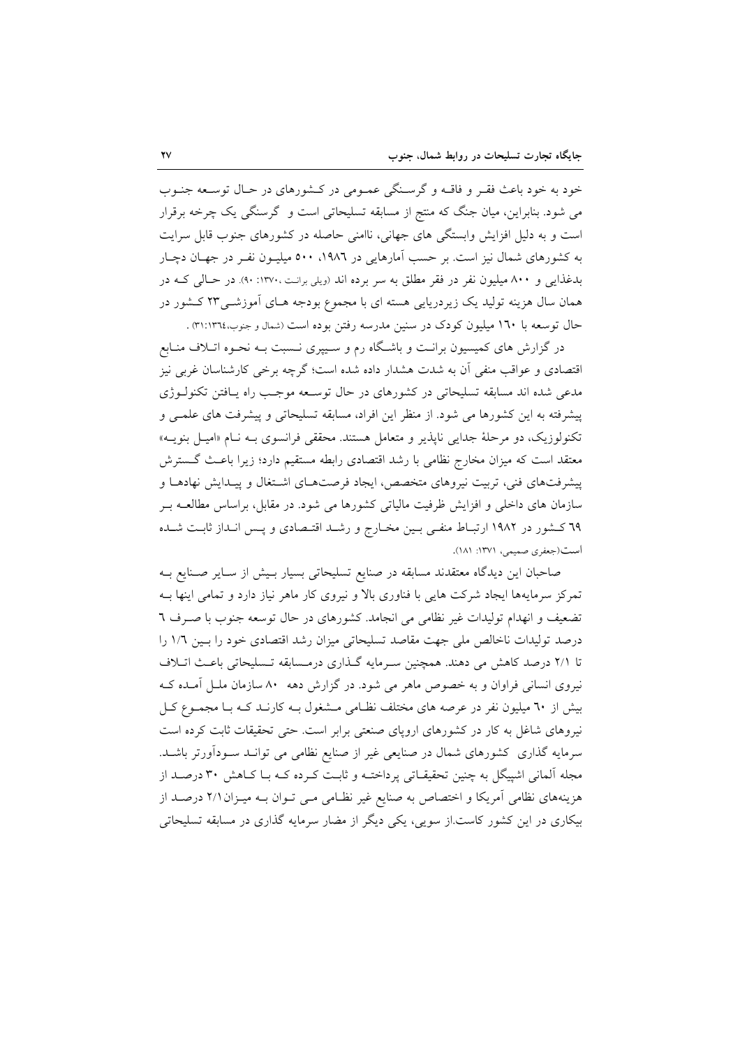خود به خود باعث فقر و فاقه و گرسنگی عمومی در کشورهای در حال توسعه جنوب می شود. بنابراین، میان جنگ که منتج از مسابقه تسلیحاتی است و گرسنگی یک چرخه برقرار است و به دلیل افزایش وابستگی های جهانی، ناامنی حاصله در کشورهای جنوب قابل سرایت به کشورهای شمال نیز است. بر حسب آمارهایی در ۱۹۸۶، ۵۰۰ میلیون نفر در جهان دچار بدغذایی و ۸۰۰ میلیون نفر در فقر مطلق به سر برده اند (ویلی برانت ،۱۳۷۰: ۹۰). در حالی که در همان سال هزینه تولید یک زیردریایی هسته ای با مجموع بودجه های آموزشی۲۳ کشور در حال توسعه با ۱۶۰ میلیون کودک در سنین مدرسه رفتن بوده است (شمال و جنوب،۱۳۶٤:۳۱) .

در گزارش های کمیسیون برانت و باشگاه رم و سیپری نسبت به نحوه اتلاف منابع اقتصادی و عواقب منفی آن به شدت هشدار داده شده است؛ گرچه برخی کارشناسان غربی نیز مدعی شده اند مسابقه تسلیحاتی در کشورهای در حال توسعه موجب راه یافتن تکنولوژی پیشرفته به این کشورها می شود. از منظر این افراد، مسابقه تسلیحاتی و پیشرفت های علمی و تکنولوزیک، دو مرحلهٔ جدایی ناپذیر و متعامل هستند. محققی فرانسوی به نام «امیل بنویه» معتقد است که میزان مخارج نظامی با رشد اقتصادی رابطه مستقیم دارد؛ زیرا باعث گسترش پیشرفت‌های فنی، تربیت نیروهای متخصص، ایجاد فرصت‌های اشتغال و پیدایش نهادها و سازمان های داخلی و افزایش ظرفیت مالیاتی کشورها می شود. در مقابل، براساس مطالعه بر ٦۹ کشور در ۱۹۸۲ ارتباط منفی بین مخارج و رشد اقتصادی و پس انداز ثابت شده است(جعفری صمیمی، ۱۳۷۱: ۱۸۱).

صاحبان این دیدگاه معتقدند مسابقه در صنایع تسلیحاتی بسیار بیش از سایر صنایع به تمرکز سرمایه‌ها ایجاد شرکت هایی با فناوری بالا و نیروی کار ماهر نیاز دارد و تمامی اینها به تضعیف و انهدام تولیدات غیر نظامی می انجامد. کشورهای در حال توسعه جنوب با صرف ٦ درصد تولیدات ناخالص ملی جهت مقاصد تسلیحاتی میزان رشد اقتصادی خود را بین ۱/٦ را تا ۲/۱ درصد کاهش می دهند. همچنین سرمایه گذاری درمسابقه تسلیحاتی باعث اتلاف نیروی انسانی فراوان و به خصوص ماهر می شود. در گزارش دهه ۸۰ سازمان ملل آمده که بیش از ٦۰ میلیون نفر در عرصه های مختلف نظامی مشغول به کارند که با مجموع کل نیروهای شاغل به کار در کشورهای اروپای صنعتی برابر است. حتی تحقیقات ثابت کرده است سرمایه گذاری کشورهای شمال در صنایعی غیر از صنایع نظامی می تواند سودآورتر باشد. مجله آلمانی اشپیگل به چنین تحقیقاتی پرداخته و ثابت کرده که با کاهش ۳۰ درصد از هزینه‌های نظامی آمریکا و اختصاص به صنایع غیر نظامی می توان به میزان۲/۱ درصد از بیکاری در این کشور کاست.از سویی، یکی دیگر از مضار سرمایه گذاری در مسابقه تسلیحاتی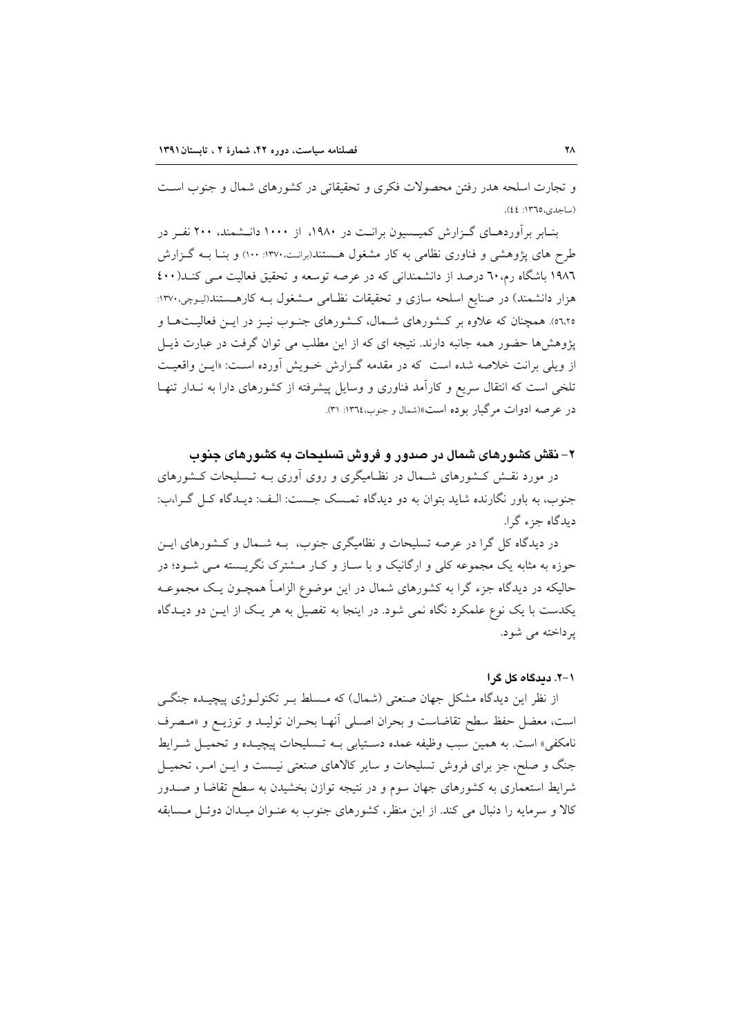و تجارت اسلحه هدر رفتن محصولات فکری و تحقیقاتی در کشورهای شمال و جنوب است (ساجدی،١٣٦٥: ٤٤).

بنابر برآوردهای گزارش کمیسیون برانت در ١٩٨٠، از ١٠٠٠ دانشمند، ٢٠٠ نفر در طرح های پژوهشی و فناوری نظامی به کار مشغول هستند(برانت،١٣٧٠: ١٠٠) و بنا به گزارش ١٩٨٦ باشگاه رم،٦٠ درصد از دانشمندانی که در عرصه توسعه و تحقیق فعالیت می کنند(٤٠٠ هزار دانشمند) در صنایع اسلحه سازی و تحقیقات نظامی مشغول به کارهستند(لیوچی،١٣٧٠: ٥٦،٢٥). همچنان که علاوه بر کشورهای شمال، کشورهای جنوب نیز در این فعالیت‌ها و پژوهش‌ها حضور همه جانبه دارند. نتیجه ای که از این مطلب می توان گرفت در عبارت ذیل از ویلی برانت خلاصه شده است که در مقدمه گزارش خویش آورده است: «این واقعیت تلخی است که انتقال سریع و کارآمد فناوری و وسایل پیشرفته از کشورهای دارا به ندار تنها در عرصه ادوات مرگبار بوده است»(شمال و جنوب،١٣٦٤: ٣١).

## ٢- نقش کشورهای شمال در صدور و فروش تسلیحات به کشورهای جنوب

در مورد نقش کشورهای شمال در نظامیگری و روی آوری به تسلیحات کشورهای جنوب، به باور نگارنده شاید بتوان به دو دیدگاه تمسک جست: الف: دیدگاه کل گرا،ب: دیدگاه جزء گرا.

در دیدگاه کل گرا در عرصه تسلیحات و نظامیگری جنوب، به شمال و کشورهای این حوزه به مثابه یک مجموعه کلی و ارگانیک و با ساز و کار مشترک نگریسته می شود؛ در حالیکه در دیدگاه جزء گرا به کشورهای شمال در این موضوع الزاماً همچون یک مجموعه یکدست با یک نوع علمکرد نگاه نمی شود. در اینجا به تفصیل به هر یک از این دو دیدگاه پرداخته می شود.

### ١-٢. دیدگاه کل گرا

از نظر این دیدگاه مشکل جهان صنعتی (شمال) که مسلط بر تکنولوژی پیچیده جنگی است، معضل حفظ سطح تقاضاست و بحران اصلی آنها بحران تولید و توزیع و «مصرف نامکفی» است. به همین سبب وظیفه عمده دستیابی به تسلیحات پیچیده و تحمیل شرایط جنگ و صلح، جز برای فروش تسلیحات و سایر کالاهای صنعتی نیست و این امر، تحمیل شرایط استعماری به کشورهای جهان سوم و در نتیجه توازن بخشیدن به سطح تقاضا و صدور کالا و سرمایه را دنبال می کند. از این منظر، کشورهای جنوب به عنوان میدان دوئل مسابقه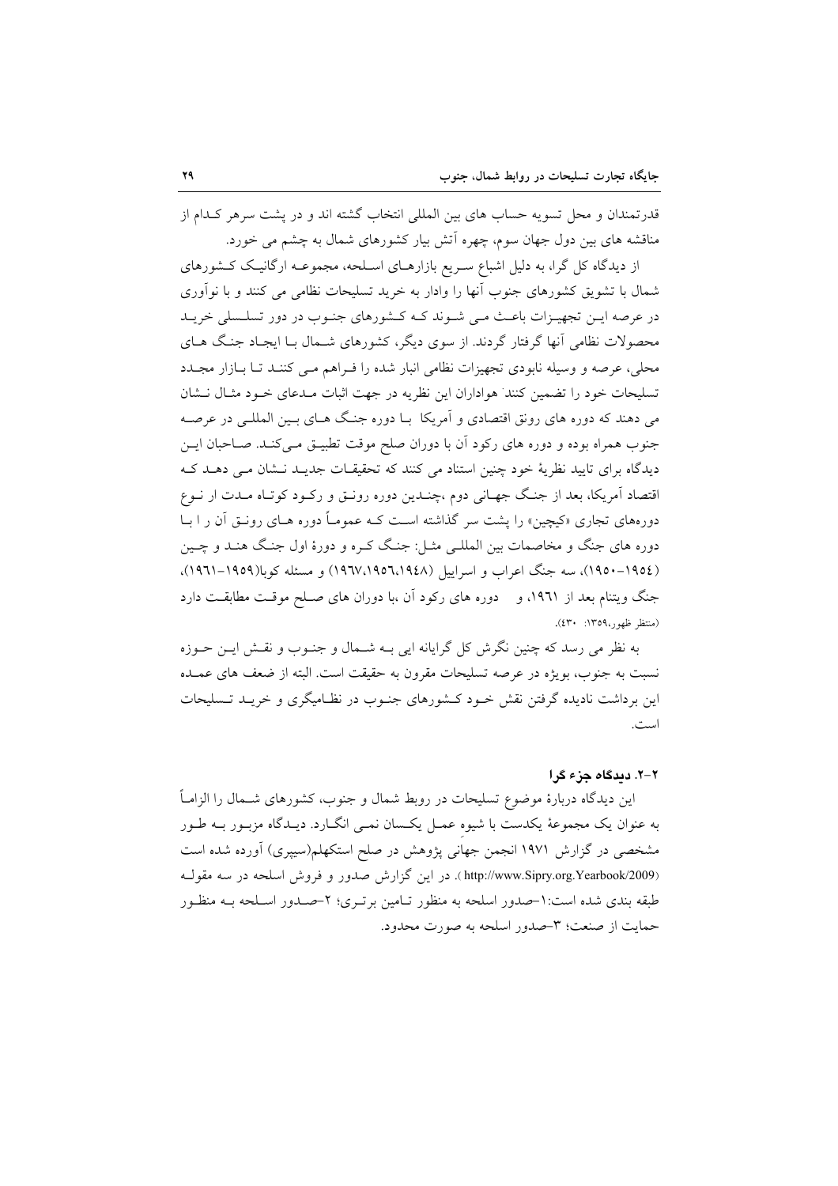قدرتمندان و محل تسویه حساب های بین المللی انتخاب گشته اند و در پشت سرهر کدام از مناقشه های بین دول جهان سوم، چهره آتش بیار کشورهای شمال به چشم می خورد.

از دیدگاه کل گرا، به دلیل اشباع سریع بازارهای اسلحه، مجموعه ارگانیک کشورهای شمال با تشویق کشورهای جنوب آنها را وادار به خرید تسلیحات نظامی می کنند و با نوآوری در عرصه این تجهیزات باعث می شوند که کشورهای جنوب در دور تسلسلی خرید محصولات نظامی آنها گرفتار گردند. از سوی دیگر، کشورهای شمال با ایجاد جنگ های محلی، عرصه و وسیله نابودی تجهیزات نظامی انبار شده را فراهم می کنند تا بازار مجدد تسلیحات خود را تضمین کنند. هواداران این نظریه در جهت اثبات مدعای خود مثال نشان می دهند که دوره های رونق اقتصادی و آمریکا با دوره جنگ های بین المللی در عرصه جنوب همراه بوده و دوره های رکود آن با دوران صلح موقت تطبیق می‌کند. صاحبان این دیدگاه برای تایید نظریهٔ خود چنین استناد می کنند که تحقیقات جدید نشان می دهد که اقتصاد آمریکا، بعد از جنگ جهانی دوم ،چندین دوره رونق و رکود کوتاه مدت ار نوع دوره‌های تجاری «کیچین» را پشت سر گذاشته است که عموماً دوره های رونق آن ر ا با دوره های جنگ و مخاصمات بین المللی مثل: جنگ کره و دورهٔ اول جنگ هند و چین (۱۹۵۴-۱۹۵۰)، سه جنگ اعراب و اسراییل (۱۹۴۸،۱۹۵۶،۱۹۶۷) و مسئله کوبا(۱۹۵۹-۱۹۶۱)، جنگ ویتنام بعد از ۱۹۶۱، و دوره های رکود آن ،با دوران های صلح موقت مطابقت دارد (منتظر ظهور،۱۳۵۹: ۴۳۰).

به نظر می رسد که چنین نگرش کل گرایانه ایی به شمال و جنوب و نقش این حوزه نسبت به جنوب، بویژه در عرصه تسلیحات مقرون به حقیقت است. البته از ضعف های عمده این برداشت نادیده گرفتن نقش خود کشورهای جنوب در نظامیگری و خرید تسلیحات است.

### ۲-۲. دیدگاه جزء گرا

این دیدگاه دربارهٔ موضوع تسلیحات در روبط شمال و جنوب، کشورهای شمال را الزاماً به عنوان یک مجموعهٔ یکدست با شیوه عمل یکسان نمی انگارد. دیدگاه مزبور به طور مشخصی در گزارش ۱۹۷۱ انجمن جهانی پژوهش در صلح استکهلم(سیپری) آورده شده است (http://www.Sipry.org.Yearbook/2009). در این گزارش صدور و فروش اسلحه در سه مقوله طبقه بندی شده است:۱-صدور اسلحه به منظور تامین برتری؛ ۲-صدور اسلحه به منظور حمایت از صنعت؛ ۳-صدور اسلحه به صورت محدود.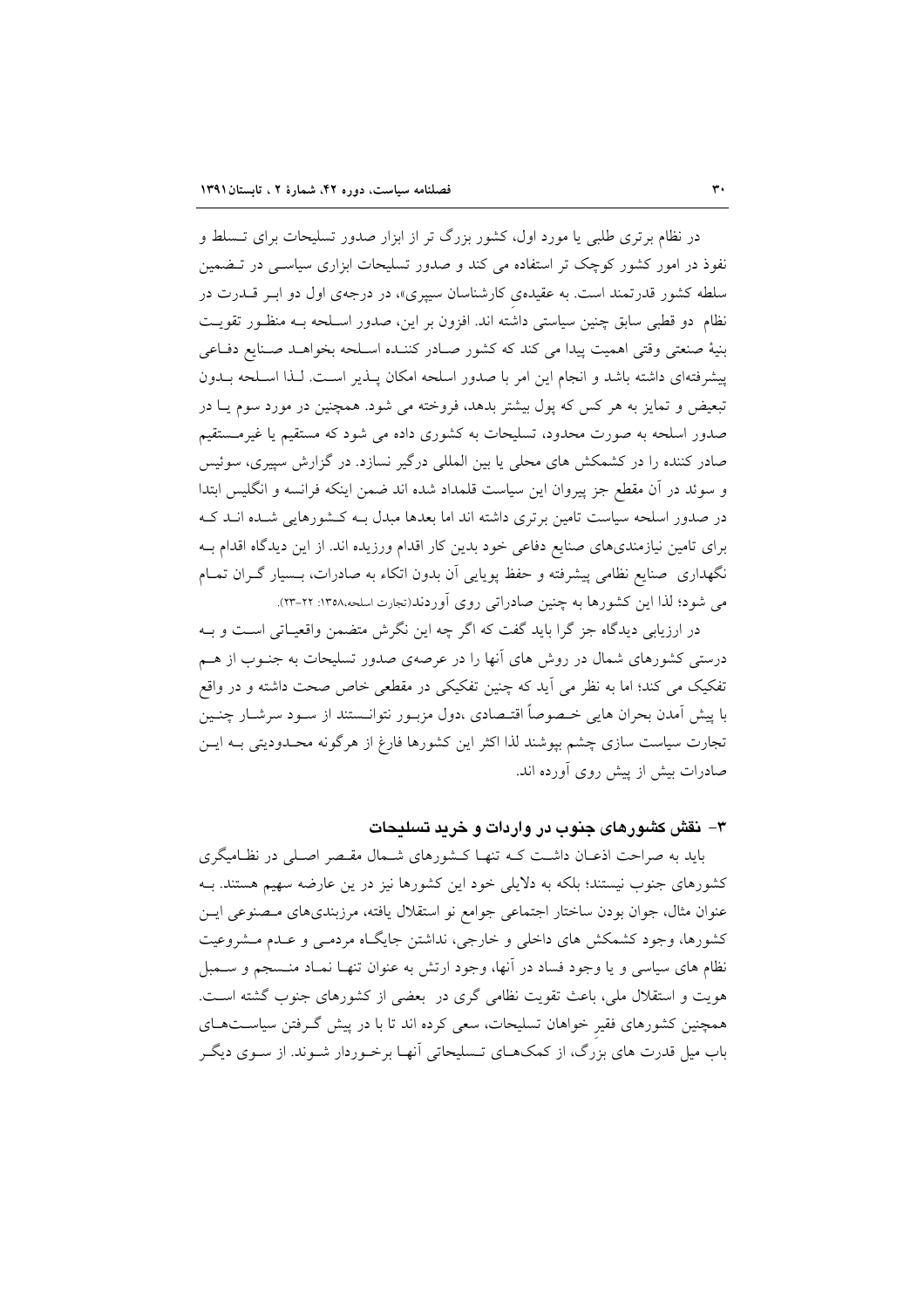در نظام برتری طلبی یا مورد اول، کشور بزرگ تر از ابزار صدور تسلیحات برای تسلط و نفوذ در امور کشور کوچک تر استفاده می کند و صدور تسلیحات ابزاری سیاسی در تضمین سلطه کشور قدرتمند است. به عقیدهی کارشناسان سیپری»، در درجهی اول دو ابر قدرت در نظام دو قطبی سابق چنین سیاستی داشته اند. افزون بر این، صدور اسلحه به منظور تقویت بنیهٔ صنعتی وقتی اهمیت پیدا می کند که کشور صادر کننده اسلحه بخواهد صنایع دفاعی پیشرفته‌ای داشته باشد و انجام این امر با صدور اسلحه امکان پذیر است. لذا اسلحه بدون تبعیض و تمایز به هر کس که پول بیشتر بدهد، فروخته می شود. همچنین در مورد سوم یا در صدور اسلحه به صورت محدود، تسلیحات به کشوری داده می شود که مستقیم یا غیرمستقیم صادر کننده را در کشمکش های محلی یا بین المللی درگیر نسازد. در گزارش سیپری، سوئیس و سوئد در آن مقطع جز پیروان این سیاست قلمداد شده اند ضمن اینکه فرانسه و انگلیس ابتدا در صدور اسلحه سیاست تامین برتری داشته اند اما بعدها مبدل به کشورهایی شده اند که برای تامین نیازمندی‌های صنایع دفاعی خود بدین کار اقدام ورزیده اند. از این دیدگاه اقدام به نگهداری صنایع نظامی پیشرفته و حفظ پویایی آن بدون اتکاء به صادرات، بسیار گران تمام می شود؛ لذا این کشورها به چنین صادراتی روی آوردند(تجارت اسلحه،۱۳۵۸: ۲۲-۲۳).

در ارزیابی دیدگاه جز گرا باید گفت که اگر چه این نگرش متضمن واقعیاتی است و به درستی کشورهای شمال در روش های آنها را در عرصه‌ی صدور تسلیحات به جنوب از هم تفکیک می کند؛ اما به نظر می آید که چنین تفکیکی در مقطعی خاص صحت داشته و در واقع با پیش آمدن بحران هایی خصوصاً اقتصادی ،دول مزبور نتوانستند از سود سرشار چنین تجارت سیاست سازی چشم بپوشند لذا اکثر این کشورها فارغ از هرگونه محدودیتی به این صادرات بیش از پیش روی آورده اند.

## ۳- نقش کشورهای جنوب در واردات و خرید تسلیحات

باید به صراحت اذعان داشت که تنها کشورهای شمال مقصر اصلی در نظامیگری کشورهای جنوب نیستند؛ بلکه به دلایلی خود این کشورها نیز در ین عارضه سهیم هستند. به عنوان مثال، جوان بودن ساختار اجتماعی جوامع نو استقلال یافته، مرزبندی‌های مصنوعی این کشورها، وجود کشمکش های داخلی و خارجی، نداشتن جایگاه مردمی و عدم مشروعیت نظام های سیاسی و یا وجود فساد در آنها، وجود ارتش به عنوان تنها نماد منسجم و سمبل هویت و استقلال ملی، باعث تقویت نظامی گری در بعضی از کشورهای جنوب گشته است. همچنین کشورهای فقیرِ خواهان تسلیحات، سعی کرده اند تا با در پیش گرفتن سیاست‌های باب میل قدرت های بزرگ، از کمک‌های تسلیحاتی آنها برخوردار شوند. از سوی دیگر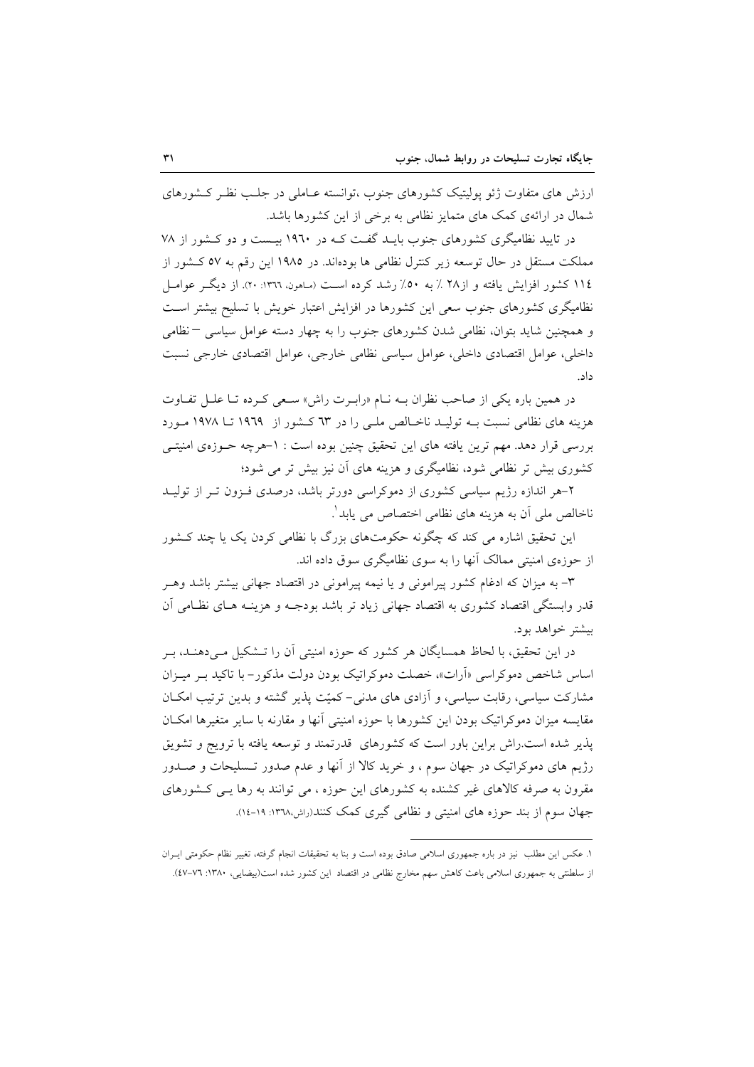ارزش های متفاوت ژئو پولیتیک کشورهای جنوب ،توانسته عـاملی در جلـب نظـر کـشورهای شمال در ارائه‌ی کمک های متمایز نظامی به برخی از این کشورها باشد.

در تایید نظامیگری کشورهای جنوب بایـد گفـت کـه در ۱۹۶۰ بیـست و دو کـشور از ۷۸ مملکت مستقل در حال توسعه زیر کنترل نظامی ها بوده‌اند. در ۱۹۸۵ این رقم به ۵۷ کـشور از ۱۱۴ کشور افزایش یافته و از۲۸ ٪ به ۵۰٪ رشد کرده اسـت (ماهون، ۱۳۶۶: ۲۰). از دیگـر عوامـل نظامیگری کشورهای جنوب سعی این کشورها در افزایش اعتبار خویش با تسلیح بیشتر اسـت و همچنین شاید بتوان، نظامی شدن کشورهای جنوب را به چهار دسته عوامل سیاسی – نظامی داخلی، عوامل اقتصادی داخلی، عوامل سیاسی نظامی خارجی، عوامل اقتصادی خارجی نسبت داد.

در همین باره یکی از صاحب نظران بـه نـام «رابـرت راش» سـعی کـرده تـا علـل تفـاوت هزینه های نظامی نسبت بـه تولیـد ناخـالص ملـی را در ۶۳ کـشور از ۱۹۶۹ تـا ۱۹۷۸ مـورد بررسی قرار دهد. مهم ترین یافته های این تحقیق چنین بوده است : ۱–هرچه حـوزه‌ی امنیتـی کشوری بیش تر نظامی شود، نظامیگری و هزینه های آن نیز بیش تر می شود؛

۲–هر اندازه رژیم سیاسی کشوری از دموکراسی دورتر باشد، درصدی فـزون تـر از تولیـد ناخالص ملی آن به هزینه های نظامی اختصاص می یابد[1].

این تحقیق اشاره می کند که چگونه حکومت‌های بزرگ با نظامی کردن یک یا چند کـشور از حوزه‌ی امنیتی ممالک آنها را به سوی نظامیگری سوق داده اند.

۳– به میزان که ادغام کشور پیرامونی و یا نیمه پیرامونی در اقتصاد جهانی بیشتر باشد وهـر قدر وابستگی اقتصاد کشوری به اقتصاد جهانی زیاد تر باشد بودجـه و هزینـه هـای نظـامی آن بیشتر خواهد بود.

در این تحقیق، با لحاظ همسایگان هر کشور که حوزه امنیتی آن را تـشکیل مـی‌دهنـد، بـر اساس شاخص دموکراسی «آرات»، خصلت دموکراتیک بودن دولت مذکور– با تاکید بـر میـزان مشارکت سیاسی، رقابت سیاسی، و آزادی های مدنی– کمیّت پذیر گشته و بدین ترتیب امکـان مقایسه میزان دموکراتیک بودن این کشورها با حوزه امنیتی آنها و مقارنه با سایر متغیرها امکـان پذیر شده است.راش براین باور است که کشورهای قدرتمند و توسعه یافته با ترویج و تشویق رژیم های دموکراتیک در جهان سوم ، و خرید کالا از آنها و عدم صدور تـسلیحات و صـدور مقرون به صرفه کالاهای غیر کشنده به کشورهای این حوزه ، می توانند به رها یـی کـشورهای جهان سوم از بند حوزه های امنیتی و نظامی گیری کمک کنند(راش،۱۳۶۸: ۱۹–۱۴).

---

[1]. عکس این مطلب نیز در باره جمهوری اسلامی صادق بوده است و بنا به تحقیقات انجام گرفته، تغییر نظام حکومتی ایـران از سلطنتی به جمهوری اسلامی باعث کاهش سهم مخارج نظامی در اقتصاد این کشور شده است(بیضایی، ۱۳۸۰: ۷۶–۴۷).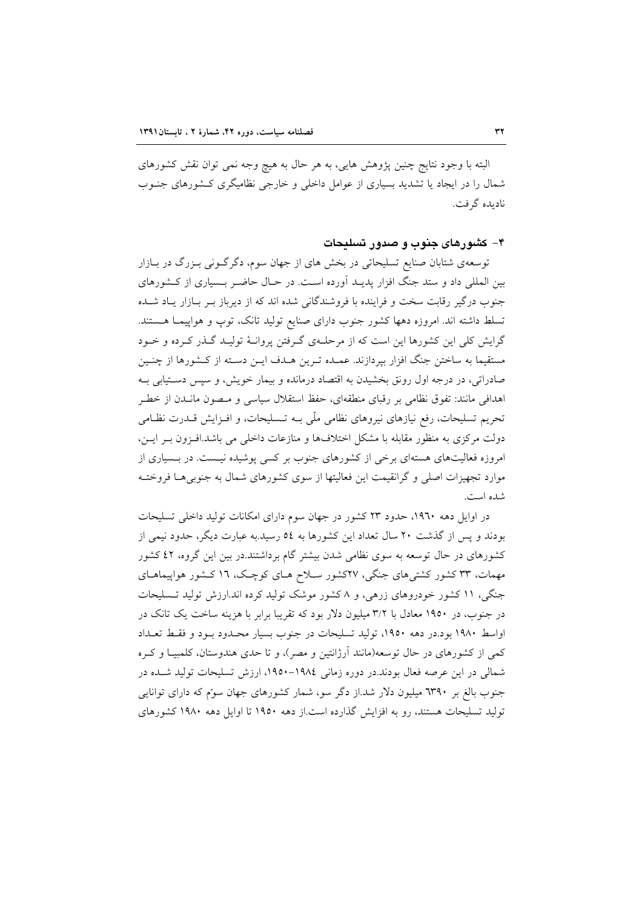البته با وجود نتایج چنین پژوهش هایی، به هر حال به هیچ وجه نمی توان نقش کشورهای شمال را در ایجاد یا تشدید بسیاری از عوامل داخلی و خارجی نظامیگری کشورهای جنوب نادیده گرفت.

## ۴- کشورهای جنوب و صدور تسلیحات

توسعه‌ی شتابان صنایع تسلیحاتی در بخش های از جهان سوم، دگرگونی بزرگ در بازار بین المللی داد و ستد جنگ افزار پدید آورده است. در حال حاضر بسیاری از کشورهای جنوب درگیر رقابت سخت و فراینده با فروشندگانی شده اند که از دیرباز بر بازار یاد شده تسلط داشته اند. امروزه دهها کشور جنوب دارای صنایع تولید تانک، توپ و هواپیما هستند. گرایش کلی این کشورها این است که از مرحله‌ی گرفتن پروانهٔ تولید گذر کرده و خود مستقیما به ساختن جنگ افزار بپردازند. عمده ترین هدف این دسته از کشورها از چنین صادراتی، در درجه اول رونق بخشیدن به اقتصاد درمانده و بیمار خویش، و سپس دستیابی به اهدافی مانند: تفوق نظامی بر رقبای منطقه‌ای، حفظ استقلال سیاسی و مصون ماندن از خطر تحریم تسلیحات، رفع نیازهای نیروهای نظامی ملّی به تسلیحات، و افزایش قدرت نظامی دولت مرکزی به منظور مقابله با مشکل اختلاف‌ها و منازعات داخلی می باشد.افزون بر این، امروزه فعالیت‌های هسته‌ای برخی از کشورهای جنوب بر کسی پوشیده نیست. در بسیاری از موارد تجهیزات اصلی و گرانقیمت این فعالیتها از سوی کشورهای شمال به جنوبی‌ها فروخته شده است.

در اوایل دهه ۱۹٦۰، حدود ۲۳ کشور در جهان سوم دارای امکانات تولید داخلی تسلیحات بودند و پس از گذشت ۲۰ سال تعداد این کشورها به ٥٤ رسید.به عبارت دیگر، حدود نیمی از کشورهای در حال توسعه به سوی نظامی شدن بیشتر گام برداشتند.در بین این گروه، ٤۲ کشور مهمات، ۳۳ کشور کشتی‌های جنگی، ۲۷کشور سلاح های کوچک، ۱٦ کشور هواپیماهای جنگی، ۱۱ کشور خودروهای زرهی، و ۸ کشور موشک تولید کرده اند.ارزش تولید تسلیحات در جنوب، در ۱۹٥۰ معادل با ۳/۲ میلیون دلار بود که تقریبا برابر با هزینه ساخت یک تانک در اواسط ۱۹۸۰ بود.در دهه ۱۹٥۰، تولید تسلیحات در جنوب بسیار محدود بود و فقط تعداد کمی از کشورهای در حال توسعه(مانند آرژانتین و مصر)، و تا حدی هندوستان، کلمبیا و کره شمالی در این عرصه فعال بودند.در دوره زمانی ۱۹۸٤-۱۹٥۰، ارزش تسلیحات تولید شده در جنوب بالغ بر ٦۳۹۰ میلیون دلار شد.از دگر سو، شمار کشورهای جهان سوّم که دارای توانایی تولید تسلیحات هستند، رو به افزایش گذارده است.از دهه ۱۹٥۰ تا اوایل دهه ۱۹۸۰ کشورهای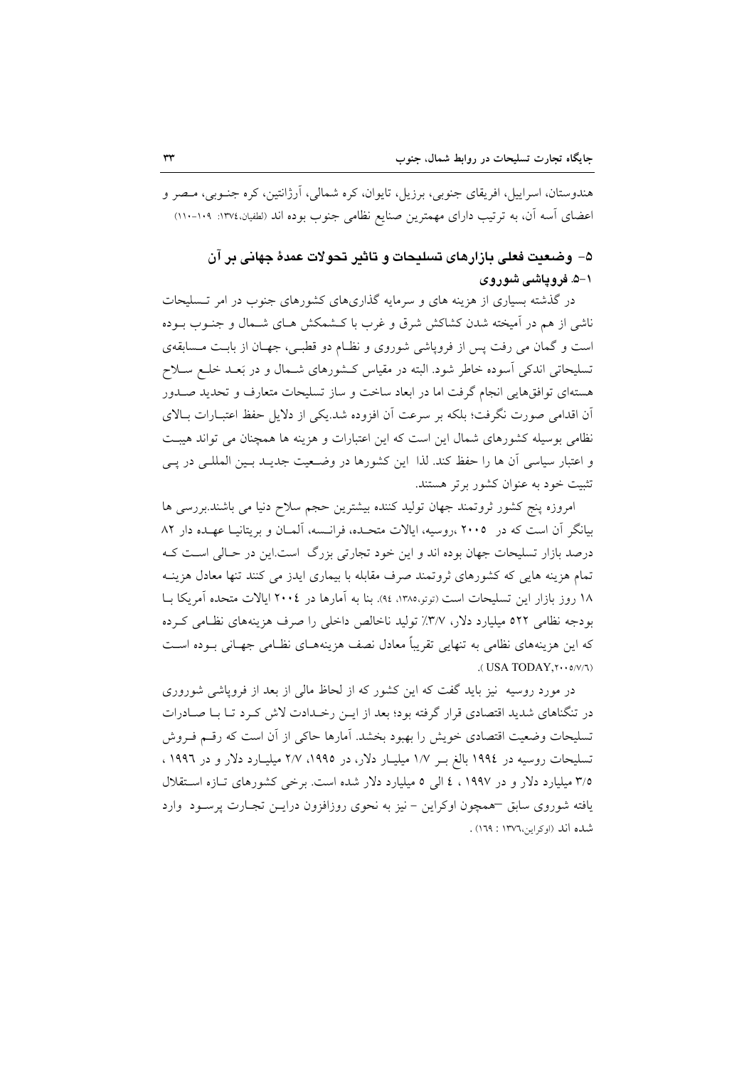هندوستان، اسراییل، افریقای جنوبی، برزیل، تایوان، کره شمالی، آرژانتین، کره جنـوبی، مـصر و اعضای آسه آن، به ترتیب دارای مهمترین صنایع نظامی جنوب بوده اند (لطفیان،۱۳۷٤: ۱۰۹-۱۱۰)

## ۵- وضعیت فعلی بازارهای تسلیحات و تاثیر تحولات عمدهٔ جهانی بر آن

### ۱-۵. فروپاشی شوروی

در گذشته بسیاری از هزینه های و سرمایه گذاری‌های کشورهای جنوب در امر تـسلیحات ناشی از هم در آمیخته شدن کشاکش شرق و غرب با کـشمکش هـای شـمال و جنـوب بـوده است و گمان می رفت پس از فروپاشی شوروی و نظـام دو قطبـی، جهـان از بابـت مـسابقه‌ی تسلیحاتی اندکی آسوده خاطر شود. البته در مقیاس کـشورهای شـمال و در بَعـد خلـع سـلاح هسته‌ای توافق‌هایی انجام گرفت اما در ابعاد ساخت و ساز تسلیحات متعارف و تحدید صـدور آن اقدامی صورت نگرفت؛ بلکه بر سرعت آن افزوده شد.یکی از دلایل حفظ اعتبـارات بـالای نظامی بوسیله کشورهای شمال این است که این اعتبارات و هزینه ها همچنان می تواند هیبـت و اعتبار سیاسی آن ها را حفظ کند. لذا این کشورها در وضـعیت جدیـد بـین المللـی در پـی تثبیت خود به عنوان کشور برتر هستند.

امروزه پنج کشور ثروتمند جهان تولید کننده بیشترین حجم سلاح دنیا می باشند.بررسی ها بیانگر آن است که در ۲۰۰۵ ،روسیه، ایالات متحـده، فرانـسه، آلمـان و بریتانیـا عهـده دار ۸۲ درصد بازار تسلیحات جهان بوده اند و این خود تجارتی بزرگ است.این در حـالی اسـت کـه تمام هزینه هایی که کشورهای ثروتمند صرف مقابله با بیماری ایدز می کنند تنها معادل هزینـه ۱۸ روز بازار این تسلیحات است (توتو،۱۳۸۵، ۹٤). بنا به آمارها در ۲۰۰٤ ایالات متحده آمریکا بـا بودجه نظامی ۵۲۲ میلیارد دلار، ۳/۷٪ تولید ناخالص داخلی را صرف هزینه‌های نظـامی کـرده که این هزینه‌های نظامی به تنهایی تقریباً معادل نصف هزینه‌هـای نظـامی جهـانی بـوده اسـت (USA TODAY,۲۰۰۵/۷/٦).

در مورد روسیه نیز باید گفت که این کشور که از لحاظ مالی از بعد از فروپاشی شورروی در تنگناهای شدید اقتصادی قرار گرفته بود؛ بعد از ایـن رخـدادت لاش کـرد تـا بـا صـادرات تسلیحات وضعیت اقتصادی خویش را بهبود بخشد. آمارها حاکی از آن است که رقـم فـروش تسلیحات روسیه در ۱۹۹٤ بالغ بـر ۱/۷ میلیـار دلار، در ۱۹۹۵، ۲/۷ میلیـارد دلار و در ۱۹۹٦ ، ۳/۵ میلیارد دلار و در ۱۹۹۷ ، ٤ الی ۵ میلیارد دلار شده است. برخی کشورهای تـازه اسـتقلال یافته شوروی سابق –همچون اوکراین – نیز به نحوی روزافزون درایـن تجـارت پرسـود وارد شده اند (اوکراین،۱۳۷٦ : ۱٦۹) .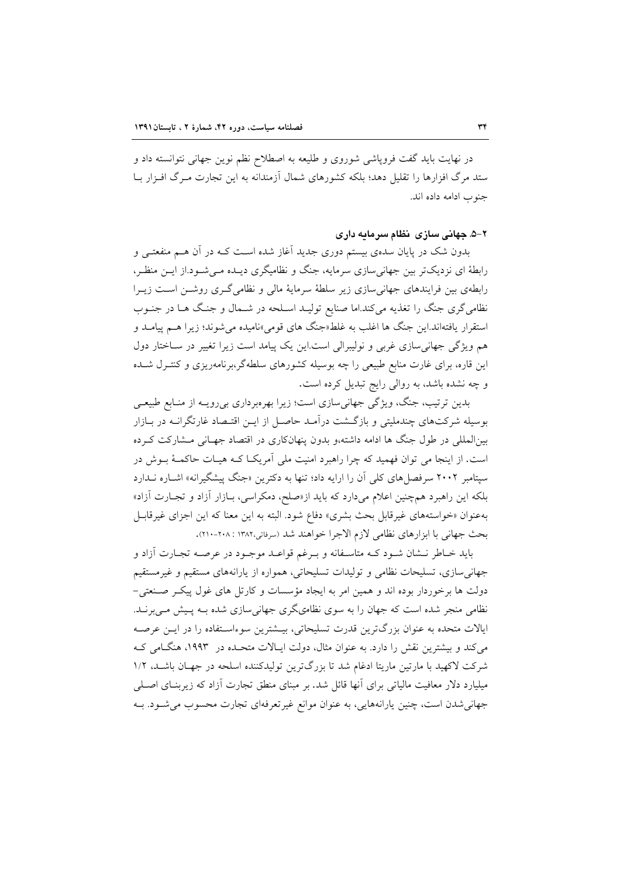در نهایت باید گفت فروپاشی شوروی و طلیعه به اصطلاح نظم نوین جهانی نتوانسته داد و ستد مرگ افزارها را تقلیل دهد؛ بلکه کشورهای شمال آزمندانه به این تجارت مـرگ افـزار بـا جنوب ادامه داده اند.

### ۲-۵. جهانی سازی نظام سرمایه داری

بدون شک در پایان سده‌ی بیستم دوری جدید آغاز شده اسـت کـه در آن هـم منفعتـی و رابطهٔ ای نزدیک‌تر بین جهانی‌سازی سرمایه، جنگ و نظامیگری دیـده مـی‌شـود.از ایـن منظـر، رابطه‌ی بین فرایندهای جهانی‌سازی زیر سلطهٔ سرمایهٔ مالی و نظامی‌گـری روشـن اسـت زیـرا نظامی‌گری جنگ را تغذیه می‌کند.اما صنایع تولیـد اسـلحه در شـمال و جنـگ هـا در جنـوب استقرار یافته‌اند.این جنگ ها اغلب به غلط«جنگ های قومی»نامیده می‌شوند؛ زیرا هـم پیامـد و هم ویژگی جهانی‌سازی غربی و نولیبرالی است.این یک پیامد است زیرا تغییر در سـاختار دول این قاره، برای غارت منابع طبیعی را چه بوسیله کشورهای سلطه‌گر،برنامه‌ریزی و کنتـرل شـده و چه نشده باشد، به روالی رایج تبدیل کرده است.

بدین ترتیب، جنگ، ویژگی جهانی‌سازی است؛ زیرا بهره‌برداری بی‌رویـه از منـابع طبیعـی بوسیله شرکت‌های چندملیتی و بازگـشت درآمـد حاصـل از ایـن اقتـصاد غارتگرانـه در بـازار بین‌المللی در طول جنگ ها ادامه داشته،و بدون پنهان‌کاری در اقتصاد جهـانی مـشارکت کـرده است. از اینجا می توان فهمید که چرا راهبرد امنیت ملی آمریکـا کـه هیـات حاکمـهٔ بـوش در سپتامبر ۲۰۰۲ سرفصل‌های کلی آن را ارایه داد؛ تنها به دکترین «جنگ پیشگیرانه» اشـاره نـدارد بلکه این راهبرد همچنین اعلام می‌دارد که باید از«صلح، دمکراسی، بـازار آزاد و تجـارت آزاد» به‌عنوان «خواسته‌های غیرقابل بحث بشری» دفاع شود. البته به این معنا که این اجزای غیرقابـل بحث جهانی با ابزارهای نظامی لازم الاجرا خواهند شد (سرفاتی،۱۳۸۲ : ۲۰۸-۲۱۰).

باید خـاطر نـشان شـود کـه متاسـفانه و بـرغم قواعـد موجـود در عرصـه تجـارت آزاد و جهانی‌سازی، تسلیحات نظامی و تولیدات تسلیحاتی، همواره از یارانه‌های مستقیم و غیرمستقیم دولت ها برخوردار بوده اند و همین امر به ایجاد مؤسسات و کارتل های غول پیکـر صـنعتی-نظامی منجر شده است که جهان را به سوی نظامی‌گری جهانی‌سازی شده بـه پـیش مـی‌برنـد. ایالات متحده به عنوان بزرگ‌ترین قدرت تسلیحاتی، بیـشترین سوءاسـتفاده را در ایـن عرصـه می‌کند و بیشترین نقش را دارد. به عنوان مثال، دولت ایـالات متحـده در ۱۹۹۳، هنگـامی کـه شرکت لاکهید با مارتین ماریتا ادغام شد تا بزرگ‌ترین تولیدکننده اسلحه در جهـان باشـد، ۱/۲ میلیارد دلار معافیت مالیاتی برای آنها قائل شد. بر مبنای منطق تجارت آزاد که زیربنـای اصـلی جهانی‌شدن است، چنین یارانه‌هایی، به عنوان موانع غیرتعرفه‌ای تجارت محسوب می‌شـود. بـه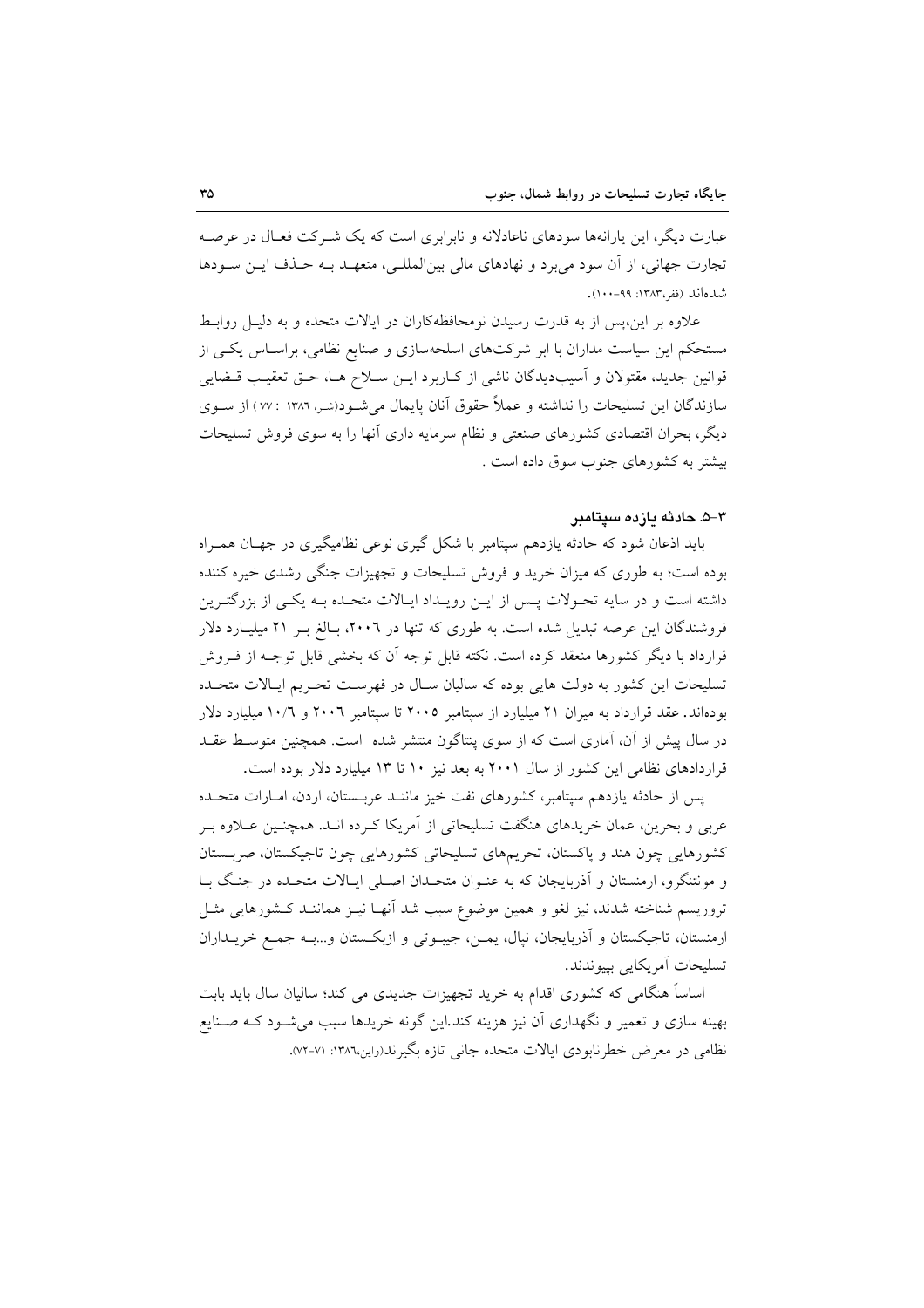عبارت دیگر، این یارانه‌ها سودهای ناعادلانه و نابرابری است که یک شرکت فعال در عرصه تجارت جهانی، از آن سود می‌برد و نهادهای مالی بین‌المللی، متعهد به حذف این سودها شده‌اند (ففر،۱۳۸۳: ۹۹-۱۰۰).

علاوه بر این،پس از به قدرت رسیدن نومحافظه‌کاران در ایالات متحده و به دلیل روابط مستحکم این سیاست مداران با ابر شرکت‌های اسلحه‌سازی و صنایع نظامی، براساس یکی از قوانین جدید، مقتولان و آسیب‌دیدگان ناشی از کاربرد این سلاح ها، حق تعقیب قضایی سازندگان این تسلیحات را نداشته و عملاً حقوق آنان پایمال می‌شود(شر، ۱۳۸۶ : ۷۷ ) از سوی دیگر، بحران اقتصادی کشورهای صنعتی و نظام سرمایه داری آنها را به سوی فروش تسلیحات بیشتر به کشورهای جنوب سوق داده است .

### ۳-۵. حادثه یازده سپتامبر

باید اذعان شود که حادثه یازدهم سپتامبر با شکل گیری نوعی نظامیگیری در جهان همراه بوده است؛ به طوری که میزان خرید و فروش تسلیحات و تجهیزات جنگی رشدی خیره کننده داشته است و در سایه تحولات پس از این رویداد ایالات متحده به یکی از بزرگترین فروشندگان این عرصه تبدیل شده است. به طوری که تنها در ۲۰۰۶، بالغ بر ۲۱ میلیارد دلار قرارداد با دیگر کشورها منعقد کرده است. نکته قابل توجه آن که بخشی قابل توجه از فروش تسلیحات این کشور به دولت هایی بوده که سالیان سال در فهرست تحریم ایالات متحده بوده‌اند. عقد قرارداد به میزان ۲۱ میلیارد از سپتامبر ۲۰۰۵ تا سپتامبر ۲۰۰۶ و ۱۰/۶ میلیارد دلار در سال پیش از آن، آماری است که از سوی پنتاگون منتشر شده است. همچنین متوسط عقد قراردادهای نظامی این کشور از سال ۲۰۰۱ به بعد نیز ۱۰ تا ۱۳ میلیارد دلار بوده است.

پس از حادثه یازدهم سپتامبر، کشورهای نفت خیز مانند عربستان، اردن، امارات متحده عربی و بحرین، عمان خریدهای هنگفت تسلیحاتی از آمریکا کرده اند. همچنین علاوه بر کشورهایی چون هند و پاکستان، تحریم‌های تسلیحاتی کشورهایی چون تاجیکستان، صربستان و مونتنگرو، ارمنستان و آذربایجان که به عنوان متحدان اصلی ایالات متحده در جنگ با تروریسم شناخته شدند، نیز لغو و همین موضوع سبب شد آنها نیز همانند کشورهایی مثل ارمنستان، تاجیکستان و آذربایجان، نپال، یمن، جیبوتی و ازبکستان و...به جمع خریداران تسلیحات آمریکایی بپیوندند.

اساساً هنگامی که کشوری اقدام به خرید تجهیزات جدیدی می کند؛ سالیان سال باید بابت بهینه سازی و تعمیر و نگهداری آن نیز هزینه کند.این گونه خریدها سبب می‌شود که صنایع نظامی در معرض خطرنابودی ایالات متحده جانی تازه بگیرند(واین،۱۳۸۶: ۷۱-۷۲).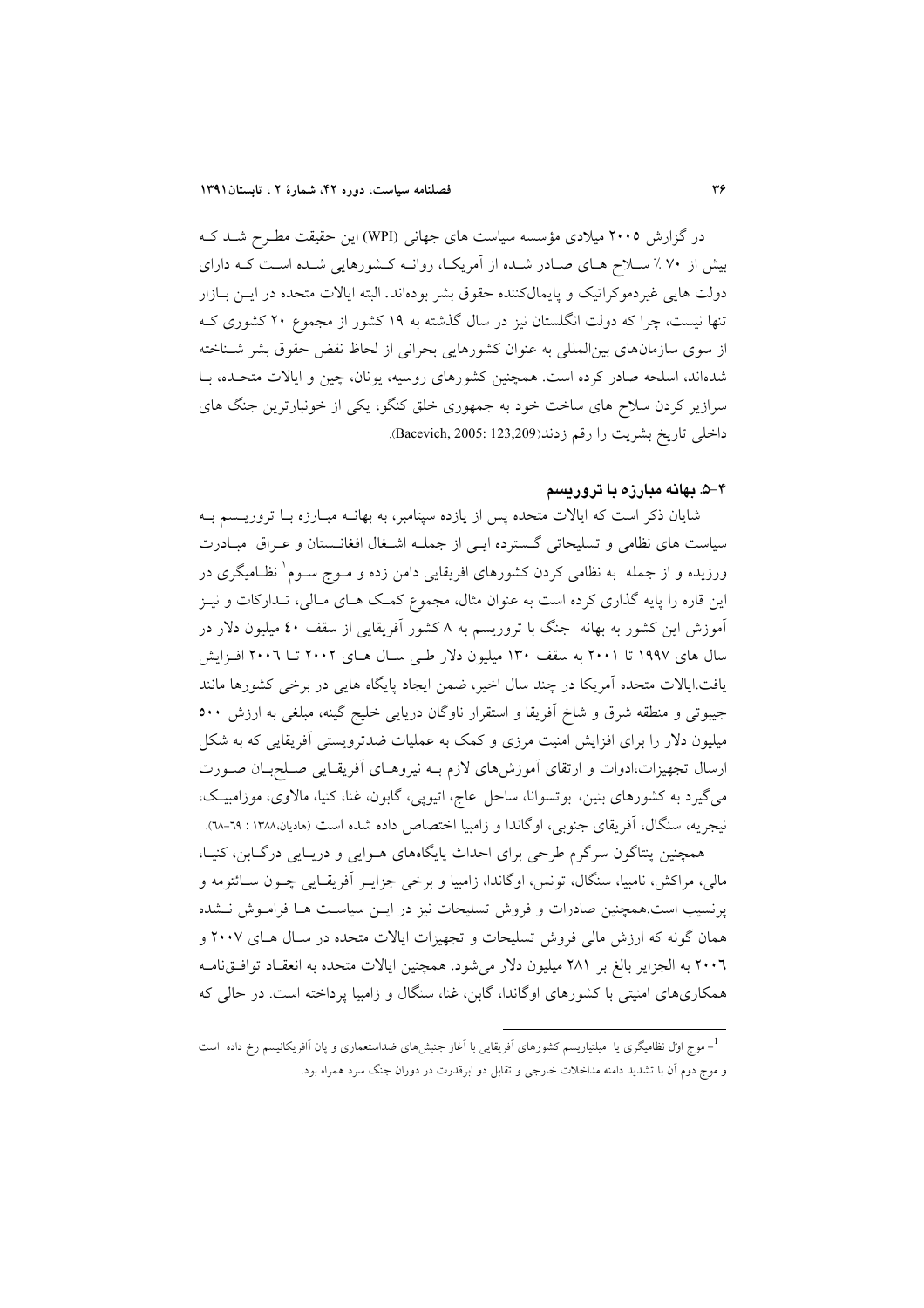در گزارش ۲۰۰۵ میلادی مؤسسه سیاست های جهانی (WPI) این حقیقت مطرح شد که بیش از ۷۰ ٪ سلاح های صادر شده از آمریکا، روانه کشورهایی شده است که دارای دولت هایی غیردموکراتیک و پایمال‌کننده حقوق بشر بوده‌اند. البته ایالات متحده در این بازار تنها نیست، چرا که دولت انگلستان نیز در سال گذشته به ۱۹ کشور از مجموع ۲۰ کشوری که از سوی سازمان‌های بین‌المللی به عنوان کشورهایی بحرانی از لحاظ نقض حقوق بشر شناخته شده‌اند، اسلحه صادر کرده است. همچنین کشورهای روسیه، یونان، چین و ایالات متحده، با سرازیر کردن سلاح های ساخت خود به جمهوری خلق کنگو، یکی از خونبارترین جنگ های داخلی تاریخ بشریت را رقم زدند(Bacevich, 2005: 123,209).

### ۴-۵. بهانه مبارزه با تروریسم

شایان ذکر است که ایالات متحده پس از یازده سپتامبر، به بهانه مبارزه با تروریسم به سیاست های نظامی و تسلیحاتی گسترده ایی از جمله اشغال افغانستان و عراق مبادرت ورزیده و از جمله به نظامی کردن کشورهای افریقایی دامن زده و موج سوم[1] نظامیگری در این قاره را پایه گذاری کرده است به عنوان مثال، مجموع کمک های مالی، تدارکات و نیز آموزش این کشور به بهانه جنگ با تروریسم به ۸ کشور آفریقایی از سقف ٤٠ میلیون دلار در سال های ۱۹۹۷ تا ۲۰۰۱ به سقف ۱۳۰ میلیون دلار طی سال های ۲۰۰۲ تا ۲۰۰٦ افزایش یافت.ایالات متحده آمریکا در چند سال اخیر، ضمن ایجاد پایگاه هایی در برخی کشورها مانند جیبوتی و منطقه شرق و شاخ آفریقا و استقرار ناوگان دریایی خلیج گینه، مبلغی به ارزش ۵۰۰ میلیون دلار را برای افزایش امنیت مرزی و کمک به عملیات ضدتروریستی آفریقایی که به شکل ارسال تجهیزات،ادوات و ارتقای آموزش‌های لازم به نیروهای آفریقایی صلح‌بان صورت می‌گیرد به کشورهای بنین، بوتسوانا، ساحل عاج، اتیوپی، گابون، غنا، کنیا، مالاوی، موزامبیک، نیجریه، سنگال، آفریقای جنوبی، اوگاندا و زامبیا اختصاص داده شده است (هادیان،۱۳۸۸ : ٦۹-٦۸).

همچنین پنتاگون سرگرم طرحی برای احداث پایگاه‌های هوایی و دریایی درگابن، کنیا، مالی، مراکش، نامبیا، سنگال، تونس، اوگاندا، زامبیا و برخی جزایر آفریقایی چون سائوتومه و پرنسیپ است.همچنین صادرات و فروش تسلیحات نیز در این سیاست ها فراموش نشده همان گونه که ارزش مالی فروش تسلیحات و تجهیزات ایالات متحده در سال های ۲۰۰۷ و ۲۰۰٦ به الجزایر بالغ بر ۲۸۱ میلیون دلار می‌شود. همچنین ایالات متحده به انعقاد توافق‌نامه همکاری‌های امنیتی با کشورهای اوگاندا، گابن، غنا، سنگال و زامبیا پرداخته است. در حالی که

---

[1]- موج اوّل نظامیگری یا میلیتاریسم کشورهای آفریقایی با آغاز جنبش‌های ضداستعماری و پان آافریکانیسم رخ داده است و موج دوم آن با تشدید دامنه مداخلات خارجی و تقابل دو ابرقدرت در دوران جنگ سرد همراه بود.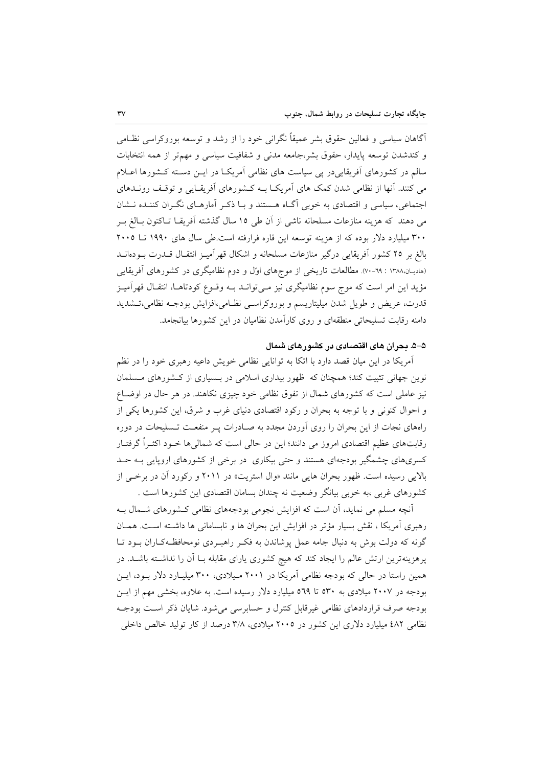آگاهان سیاسی و فعالین حقوق بشر عمیقاً نگرانی خود را از رشد و توسعه بوروکراسی نظـامی و کندشدن توسعه پایدار، حقوق بشر،جامعه مدنی و شفافیت سیاسی و مهم‌تر از همه انتخابات سالم در کشورهای آفریقاییدر پی سیاست های نظامی آمریکـا در ایـن دسـته کـشورها اعـلام می کنند. آنها از نظامی شدن کمک های آمریکـا بـه کـشورهای آفریقـایی و توقـف رونـدهای اجتماعی، سیاسی و اقتصادی به خوبی آگـاه هـستند و بـا ذکـر آمارهـای نگـران کننـده نـشان می دهند که هزینه منازعات مسلحانه ناشی از آن طی ۱۵ سال گذشته آفریقـا تـاکنون بـالغ بـر ۳۰۰ میلیارد دلار بوده که از هزینه توسعه این قاره فرارفته است.طی سال های ۱۹۹۰ تـا ۲۰۰۵ بالغ بر ۲۵ کشور آفریقایی درگیر منازعات مسلحانه و اشکال قهرآمیـز انتقـال قـدرت بـوده‌انـد (هادیـان،۱۳۸۸ : ۶۹-۷۰). مطالعات تاریخی از موج‌های اولّ و دوم نظامیگری در کشورهای آفریقایی مؤید این امر است که موج سوم نظامیگری نیز مـی‌توانـد بـه وقـوع کودتاهـا، انتقـال قهرآمیـز قدرت، عریض و طویل شدن میلیتاریسم و بوروکراسـی نظـامی،افزایش بودجـه نظامی،تـشدید دامنه رقابت تسلیحاتی منطقه‌ای و روی کارآمدن نظامیان در این کشورها بیانجامد.

### ۵-۵. بحران های اقتصادی در کشورهای شمال

آمریکا در این میان قصد دارد با اتکا به توانایی نظامی خویش داعیه رهبری خود را در نظم نوین جهانی تثبیت کند؛ همچنان که ظهور بیداری اسلامی در بـسیاری از کـشورهای مـسلمان نیز عاملی است که کشورهای شمال از تفوق نظامی خود چیزی نکاهند. در هر حال در اوضـاع و احوال کنونی و با توجه به بحران و رکود اقتصادی دنیای غرب و شرق، این کشورها یکی از راه‌های نجات از این بحران را روی آوردن مجدد به صـادرات پـر منفعـت تـسلیحات در دوره رقابت‌های عظیم اقتصادی امروز می دانند؛ این در حالی است که شمالی‌ها خـود اکثـراً گرفتـار کسری‌های چشمگیر بودجه‌ای هستند و حتی بیکاری در برخی از کشورهای اروپایی بـه حـد بالایی رسیده است. ظهور بحران هایی مانند «وال استریت» در ۲۰۱۱ و رکورد آن در برخـی از کشورهای غربی ،به خوبی بیانگر وضعیت نه چندان بسامان اقتصادی این کشورها است .

آنچه مسلم می نماید، آن است که افزایش نجومی بودجه‌های نظامی کـشورهای شـمال بـه رهبری آمریکا ، نقش بسیار مؤثر در افزایش این بحران ها و نابسامانی ها داشـته اسـت. همـان گونه که دولت بوش به دنبال جامه عمل پوشاندن به فکـر راهبـردی نومحافظه‌کـاران بـود تـا پرهزینه‌ترین ارتش عالم را ایجاد کند که هیچ کشوری یارای مقابله بـا آن را نداشـته باشـد. در همین راستا در حالی که بودجه نظامی آمریکا در ۲۰۰۱ مـیلادی، ۳۰۰ میلیـارد دلار بـود، ایـن بودجه در ۲۰۰۷ میلادی به ۵۳۰ تا ۵۶۹ میلیارد دلار رسیده است. به علاوه، بخشی مهم از ایـن بودجه صرف قراردادهای نظامی غیرقابل کنترل و حسابرسی می‌شود. شایان ذکر اسـت بودجـه نظامی ۴۸۲ میلیارد دلاری این کشور در ۲۰۰۵ میلادی، ۳/۸ درصد از کار تولید خالص داخلی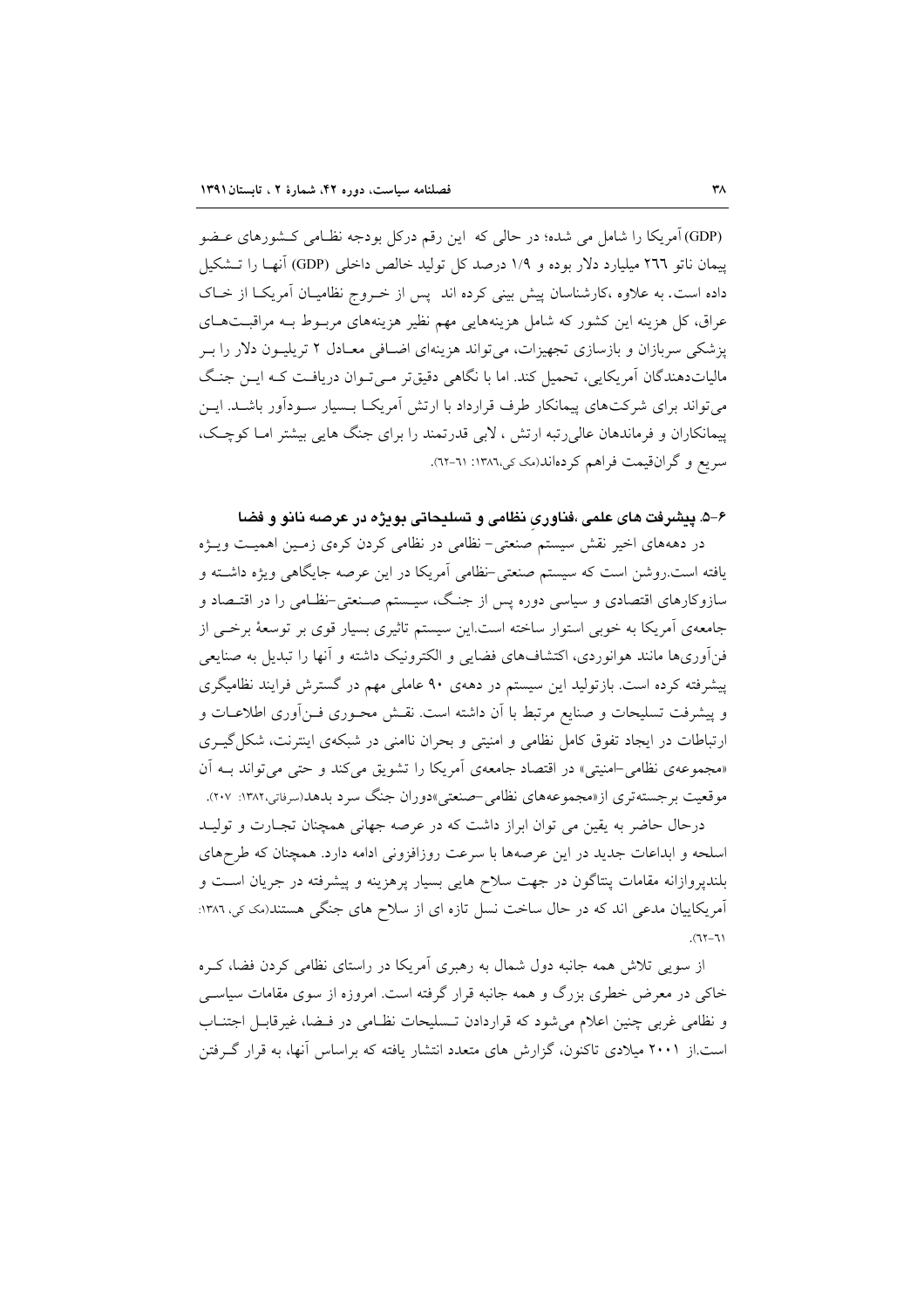(GDP) آمریکا را شامل می شده؛ در حالی که این رقم درکل بودجه نظـامی کـشورهای عـضو پیمان ناتو ٢٦٦ میلیارد دلار بوده و ١/٩ درصد کل تولید خالص داخلی (GDP) آنهـا را تـشکیل داده است. به علاوه ،کارشناسان پیش بینی کرده اند پس از خـروج نظامیـان آمریکـا از خـاک عراق، کل هزینه این کشور که شامل هزینه‌هایی مهم نظیر هزینه‌های مربـوط بـه مراقبـت‌هـای پزشکی سربازان و بازسازی تجهیزات، می‌تواند هزینه‌ای اضـافی معـادل ٢ تریلیـون دلار را بـر مالیات‌دهندگان آمریکایی، تحمیل کند. اما با نگاهی دقیق‌تر مـی‌تـوان دریافـت کـه ایـن جنـگ می‌تواند برای شرکت‌های پیمانکار طرف قرارداد با ارتش آمریکـا بـسیار سـودآور باشـد. ایـن پیمانکاران و فرماندهان عالی‌رتبه ارتش ، لابی قدرتمند را برای جنگ هایی بیشتر امـا کوچـک، سریع و گران‌قیمت فراهم کرده‌اند(مک کی،١٣٨٦: ٦١-٦٢).

### ۶-۵. پیشرفت های علمی ،فناوری نظامی و تسلیحاتی بویژه در عرصه نانو و فضا

در دهه‌های اخیر نقش سیستم صنعتی- نظامی در نظامی کردن کره‌ی زمـین اهمیـت ویـژه یافته است.روشن است که سیستم صنعتی-نظامی آمریکا در این عرصه جایگاهی ویژه داشـته و سازوکارهای اقتصادی و سیاسی دوره پس از جنـگ، سیـستم صـنعتی-نظـامی را در اقتـصاد و جامعه‌ی آمریکا به خوبی استوار ساخته است.این سیستم تاثیری بسیار قوی بر توسعهٔ برخـی از فن‌آوری‌ها مانند هوانوردی، اکتشاف‌های فضایی و الکترونیک داشته و آنها را تبدیل به صنایعی پیشرفته کرده است. بازتولید این سیستم در دهه‌ی ٩٠ عاملی مهم در گسترش فرایند نظامیگری و پیشرفت تسلیحات و صنایع مرتبط با آن داشته است. نقـش محـوری فـن‌آوری اطلاعـات و ارتباطات در ایجاد تفوق کامل نظامی و امنیتی و بحران ناامنی در شبکه‌ی اینترنت، شکل‌گیـری «مجموعه‌ی نظامی-امنیتی» در اقتصاد جامعه‌ی آمریکا را تشویق می‌کند و حتی می‌تواند بـه آن موقعیت برجسته‌تری از«مجموعه‌های نظامی-صنعتی»دوران جنگ سرد بدهد(سرفاتی،١٣٨٢: ٢٠٧).

درحال حاضر به یقین می توان ابراز داشت که در عرصه جهانی همچنان تجـارت و تولیـد اسلحه و ابداعات جدید در این عرصه‌ها با سرعت روزافزونی ادامه دارد. همچنان که طرح‌های بلندپروازانه مقامات پنتاگون در جهت سلاح هایی بسیار پرهزینه و پیشرفته در جریان اسـت و آمریکاییان مدعی اند که در حال ساخت نسل تازه ای از سلاح های جنگی هستند(مک کی، ١٣٨٦: ٦١-٦٢).

از سویی تلاش همه جانبه دول شمال به رهبری آمریکا در راستای نظامی کردن فضا، کـره خاکی در معرض خطری بزرگ و همه جانبه قرار گرفته است. امروزه از سوی مقامات سیاسـی و نظامی غربی چنین اعلام می‌شود که قراردادن تـسلیحات نظـامی در فـضا، غیرقابـل اجتنـاب است.از ٢٠٠١ میلادی تاکنون، گزارش های متعدد انتشار یافته که براساس آنها، به قرار گـرفتن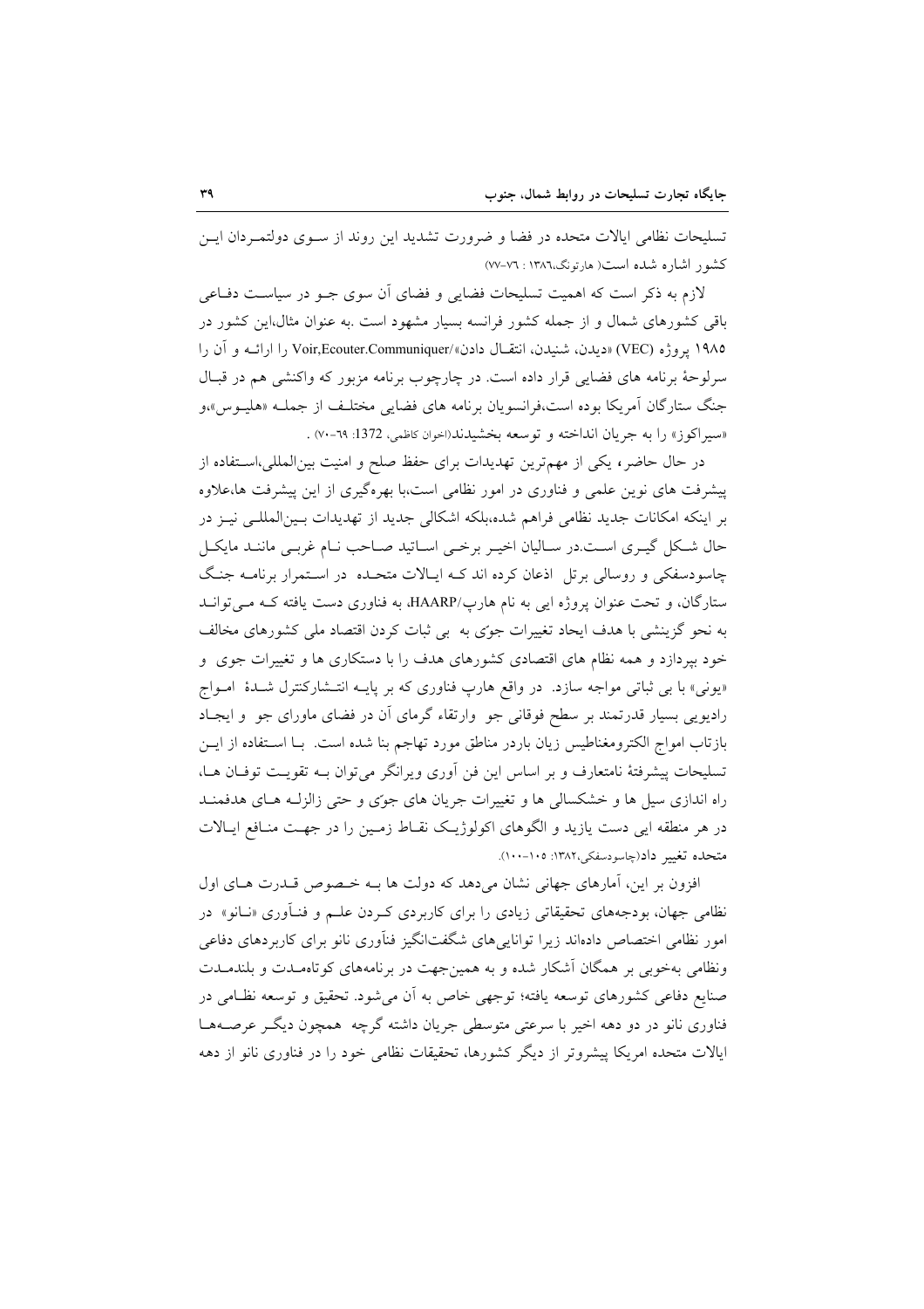تسلیحات نظامی ایالات متحده در فضا و ضرورت تشدید این روند از سوی دولتمردان این کشور اشاره شده است( هارتونگ،۱۳۸٦ : ٧٦-٧٧)

لازم به ذکر است که اهمیت تسلیحات فضایی و فضای آن سوی جو در سیاست دفاعی باقی کشورهای شمال و از جمله کشور فرانسه بسیار مشهود است .به عنوان مثال،این کشور در ۱۹۸۵ پروژه (VEC) «دیدن، شنیدن، انتقال دادن»/Voir,Ecouter.Communiquer را ارائه و آن را سرلوحهٔ برنامه های فضایی قرار داده است. در چارچوب برنامه مزبور که واکنشی هم در قبال جنگ ستارگان آمریکا بوده است،فرانسویان برنامه های فضایی مختلف از جمله «هلیوس»،و «سیراکوز» را به جریان انداخته و توسعه بخشیدند(اخوان کاظمی، 1372: ٦٩-٧٠) .

در حال حاضر، یکی از مهم‌ترین تهدیدات برای حفظ صلح و امنیت بین‌المللی،استفاده از پیشرفت های نوین علمی و فناوری در امور نظامی است،با بهره‌گیری از این پیشرفت ها،علاوه بر اینکه امکانات جدید نظامی فراهم شده،بلکه اشکالی جدید از تهدیدات بین‌المللی نیز در حال شکل گیری است.در سالیان اخیر برخی اساتید صاحب نام غربی مانند مایکل چاسودسفکی و روسالی برتل اذعان کرده اند که ایالات متحده در استمرار برنامه جنگ ستارگان، و تحت عنوان پروژه ایی به نام هارپ/HAARP، به فناوری دست یافته که می‌تواند به نحو گزینشی با هدف ایجاد تغییرات جوّی به بی ثبات کردن اقتصاد ملی کشورهای مخالف خود بپردازد و همه نظام های اقتصادی کشورهای هدف را با دستکاری ها و تغییرات جوی و «یونی» با بی ثباتی مواجه سازد. در واقع هارپ فناوری که بر پایه انتشارکنترل شدهٔ امواج رادیویی بسیار قدرتمند بر سطح فوقانی جو وارتقاء گرمای آن در فضای ماورای جو و ایجاد بازتاب امواج الکترومغناطیس زیان باردر مناطق مورد تهاجم بنا شده است. با استفاده از این تسلیحات پیشرفتهٔ نامتعارف و بر اساس این فن آوری ویرانگر می‌توان به تقویت توفان ها، راه اندازی سیل ها و خشکسالی ها و تغییرات جریان های جوّی و حتی زالزله های هدفمند در هر منطقه ایی دست یازید و الگوهای اکولوژیک نقاط زمین را در جهت منافع ایالات متحده تغییر داد(چاسودسفکی،۱۳۸۲: ۱۰۵-۱۰۰).

افزون بر این، آمارهای جهانی نشان می‌دهد که دولت ها به خصوص قدرت های اول نظامی جهان، بودجه‌های تحقیقاتی زیادی را برای کاربردی کردن علم و فنآوری «نانو» در امور نظامی اختصاص داده‌اند زیرا توانایی‌های شگفت‌انگیز فنآوری نانو برای کاربردهای دفاعی ونظامی به‌خوبی بر همگان آشکار شده و به همین‌جهت در برنامه‌های کوتاه‌مدت و بلندمدت صنایع دفاعی کشورهای توسعه یافته؛ توجهی خاص به آن می‌شود. تحقیق و توسعه نظامی در فناوری نانو در دو دهه اخیر با سرعتی متوسطی جریان داشته گرچه همچون دیگر عرصه‌ها ایالات متحده امریکا پیشروتر از دیگر کشورها، تحقیقات نظامی خود را در فناوری نانو از دهه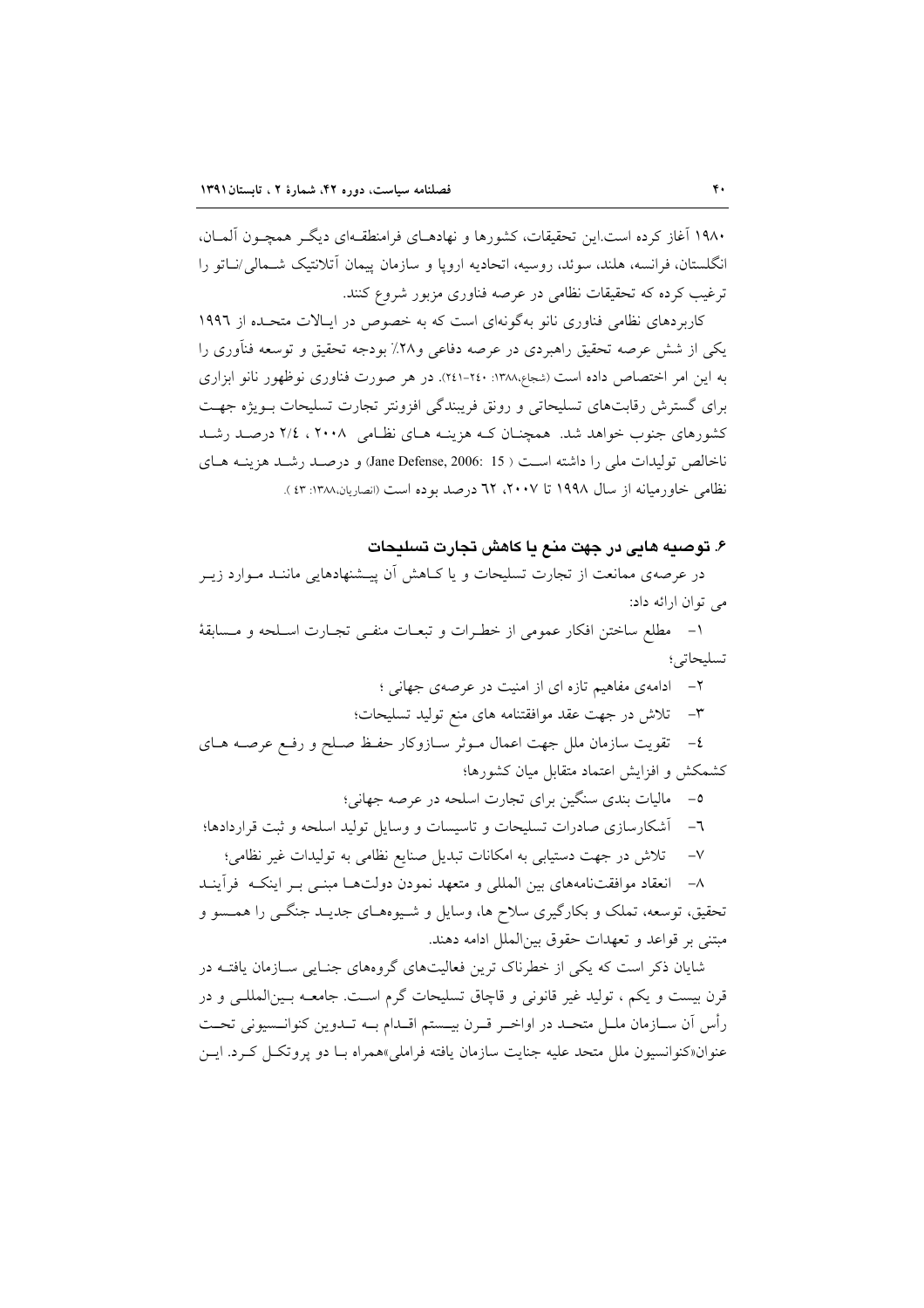۱۹۸۰ آغاز کرده است.این تحقیقات، کشورها و نهادهـای فرامنطقـه‌ای دیگـر همچـون آلمـان، انگلستان، فرانسه، هلند، سوئد، روسیه، اتحادیه اروپا و سازمان پیمان آتلانتیک شـمالی/نـاتو را ترغیب کرده که تحقیقات نظامی در عرصه فناوری مزبور شروع کنند.

کاربردهای نظامی فناوری نانو به‌گونه‌ای است که به خصوص در ایـالات متحـده از ۱۹۹۶ یکی از شش عرصه تحقیق راهبردی در عرصه دفاعی و۲۸٪ بودجه تحقیق و توسعه فنآوری را به این امر اختصاص داده است (شجاع،۱۳۸۸: ۲۴۰-۲۴۱). در هر صورت فناوری نوظهور نانو ابزاری برای گسترش رقابت‌های تسلیحاتی و رونق فریبندگی افزونتر تجارت تسلیحات بـویژه جهـت کشورهای جنوب خواهد شد. همچنـان کـه هزینـه هـای نظـامی ۲۰۰۸ ، ۲/۴ درصـد رشـد ناخالص تولیدات ملی را داشته اسـت (Jane Defense, 2006: 15) و درصـد رشـد هزینـه هـای نظامی خاورمیانه از سال ۱۹۹۸ تا ۲۰۰۷، ۶۲ درصد بوده است (انصاریان،۱۳۸۸: ۴۳ ).

### ۶. توصیه هایی در جهت منع یا کاهش تجارت تسلیحات

در عرصه‌ی ممانعت از تجارت تسلیحات و یا کـاهش آن پیـشنهادهایی ماننـد مـوارد زیـر می توان ارائه داد:

۱- مطلع ساختن افکار عمومی از خطـرات و تبعـات منفـی تجـارت اسـلحه و مـسابقهٔ تسلیحاتی؛

۲- ادامه‌ی مفاهیم تازه ای از امنیت در عرصه‌ی جهانی ؛

۳- تلاش در جهت عقد موافقتنامه های منع تولید تسلیحات؛

۴- تقویت سازمان ملل جهت اعمال مـوثر سـازوکار حفـظ صـلح و رفـع عرصـه هـای کشمکش و افزایش اعتماد متقابل میان کشورها؛

۵- مالیات بندی سنگین برای تجارت اسلحه در عرصه جهانی؛

۶- آشکارسازی صادرات تسلیحات و تاسیسات و وسایل تولید اسلحه و ثبت قراردادها؛

۷- تلاش در جهت دستیابی به امکانات تبدیل صنایع نظامی به تولیدات غیر نظامی؛

۸- انعقاد موافقت‌نامه‌های بین المللی و متعهد نمودن دولت‌هـا مبنـی بـر اینکـه فرآینـد تحقیق، توسعه، تملک و بکارگیری سلاح ها، وسایل و شـیوه‌هـای جدیـد جنگـی را همـسو و مبتنی بر قواعد و تعهدات حقوق بین‌الملل ادامه دهند.

شایان ذکر است که یکی از خطرناک ترین فعالیت‌های گروه‌های جنـایی سـازمان یافتـه در قرن بیست و یکم ، تولید غیر قانونی و قاچاق تسلیحات گرم اسـت. جامعـه بـین‌المللـی و در رأس آن سـازمان ملـل متحـد در اواخـر قـرن بیـستم اقـدام بـه تـدوین کنوانـسیونی تحـت عنوان«کنوانسیون ملل متحد علیه جنایت سازمان یافته فراملی»همراه بـا دو پروتکـل کـرد. ایـن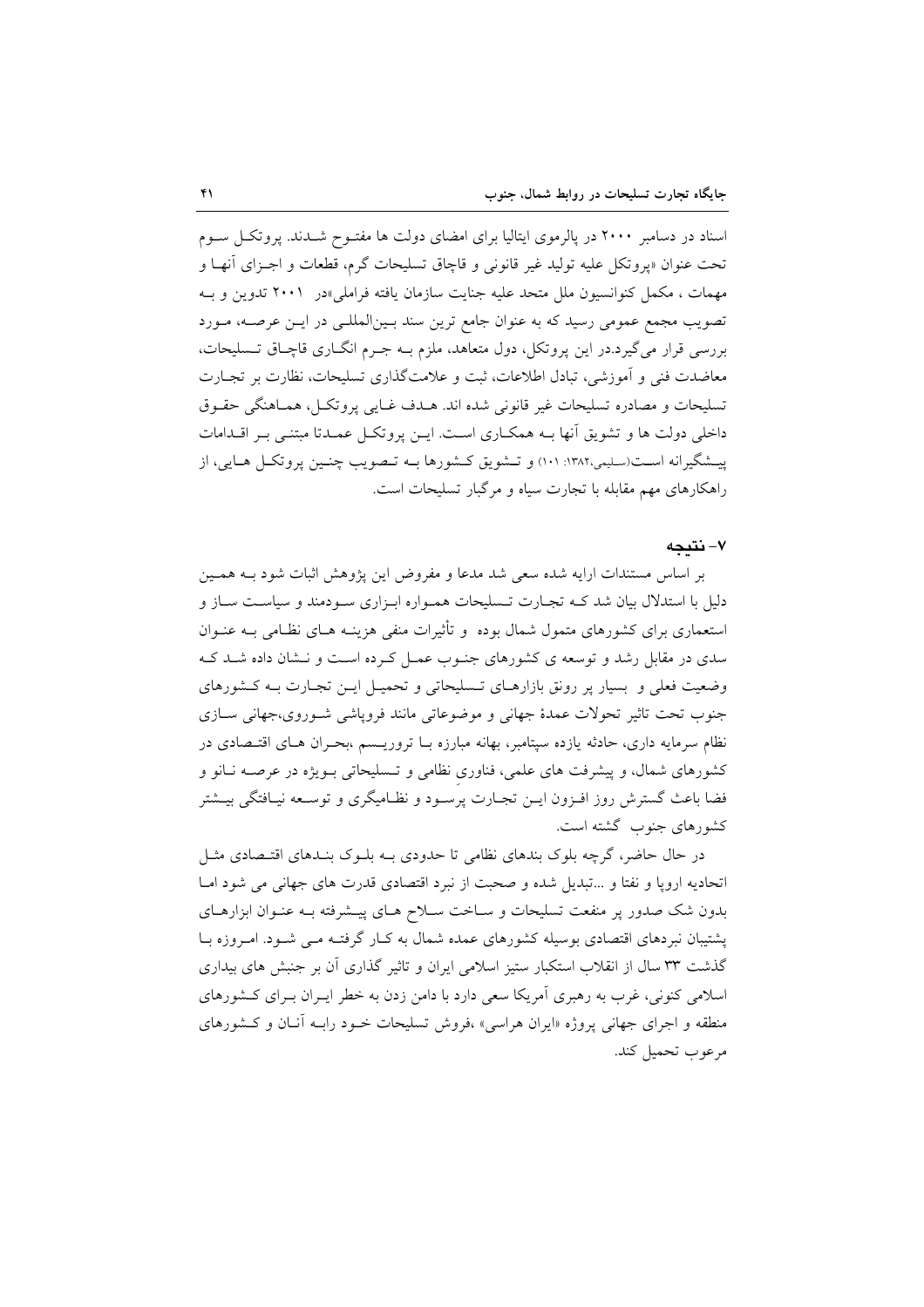اسناد در دسامبر ۲۰۰۰ در پالرموی ایتالیا برای امضای دولت ها مفتوح شدند. پروتکل سوم تحت عنوان «پروتکل علیه تولید غیر قانونی و قاچاق تسلیحات گرم، قطعات و اجزای آنها و مهمات ، مکمل کنوانسیون ملل متحد علیه جنایت سازمان یافته فراملی»در ۲۰۰۱ تدوین و به تصویب مجمع عمومی رسید که به عنوان جامع ترین سند بین‌المللی در این عرصه، مورد بررسی قرار می‌گیرد.در این پروتکل، دول متعاهد، ملزم به جرم انگاری قاچاق تسلیحات، معاضدت فنی و آموزشی، تبادل اطلاعات، ثبت و علامت‌گذاری تسلیحات، نظارت بر تجارت تسلیحات و مصادره تسلیحات غیر قانونی شده اند. هدف غایی پروتکل، هماهنگی حقوق داخلی دولت ها و تشویق آنها به همکاری است. این پروتکل عمدتا مبتنی بر اقدامات پیشگیرانه است(سلیمی،۱۳۸۲: ۱۰۱) و تشویق کشورها به تصویب چنین پروتکل هایی، از راهکارهای مهم مقابله با تجارت سیاه و مرگبار تسلیحات است.

## ۷- نتیجه

بر اساس مستندات ارایه شده سعی شد مدعا و مفروض این پژوهش اثبات شود به همین دلیل با استدلال بیان شد که تجارت تسلیحات همواره ابزاری سودمند و سیاست ساز و استعماری برای کشورهای متمول شمال بوده و تأثیرات منفی هزینه های نظامی به عنوان سدی در مقابل رشد و توسعه ی کشورهای جنوب عمل کرده است و نشان داده شد که وضعیت فعلی و بسیار پر رونق بازارهای تسلیحاتی و تحمیل این تجارت به کشورهای جنوب تحت تاثیر تحولات عمدهٔ جهانی و موضوعاتی مانند فروپاشی شوروی،جهانی سازی نظام سرمایه داری، حادثه یازده سپتامبر، بهانه مبارزه با تروریسم ،بحران های اقتصادی در کشورهای شمال، و پیشرفت های علمی، فناوریِ نظامی و تسلیحاتی بویژه در عرصه نانو و فضا باعث گسترش روز افزون این تجارت پرسود و نظامیگری و توسعه نیافتگی بیشتر کشورهای جنوب گشته است.

در حال حاضر، گرچه بلوک بندهای نظامی تا حدودی به بلوک بندهای اقتصادی مثل اتحادیه اروپا و نفتا و ...تبدیل شده و صحبت از نبرد اقتصادی قدرت های جهانی می شود اما بدون شک صدور پر منفعت تسلیحات و ساخت سلاح های پیشرفته به عنوان ابزارهای پشتیبان نبردهای اقتصادی بوسیله کشورهای عمده شمال به کار گرفته می شود. امروزه با گذشت ۳۳ سال از انقلاب استکبار ستیز اسلامی ایران و تاثیر گذاری آن بر جنبش های بیداری اسلامی کنونی، غرب به رهبری آمریکا سعی دارد با دامن زدن به خطر ایران برای کشورهای منطقه و اجرای جهانی پروژه «ایران هراسی» ،فروش تسلیحات خود رابه آنان و کشورهای مرعوب تحمیل کند.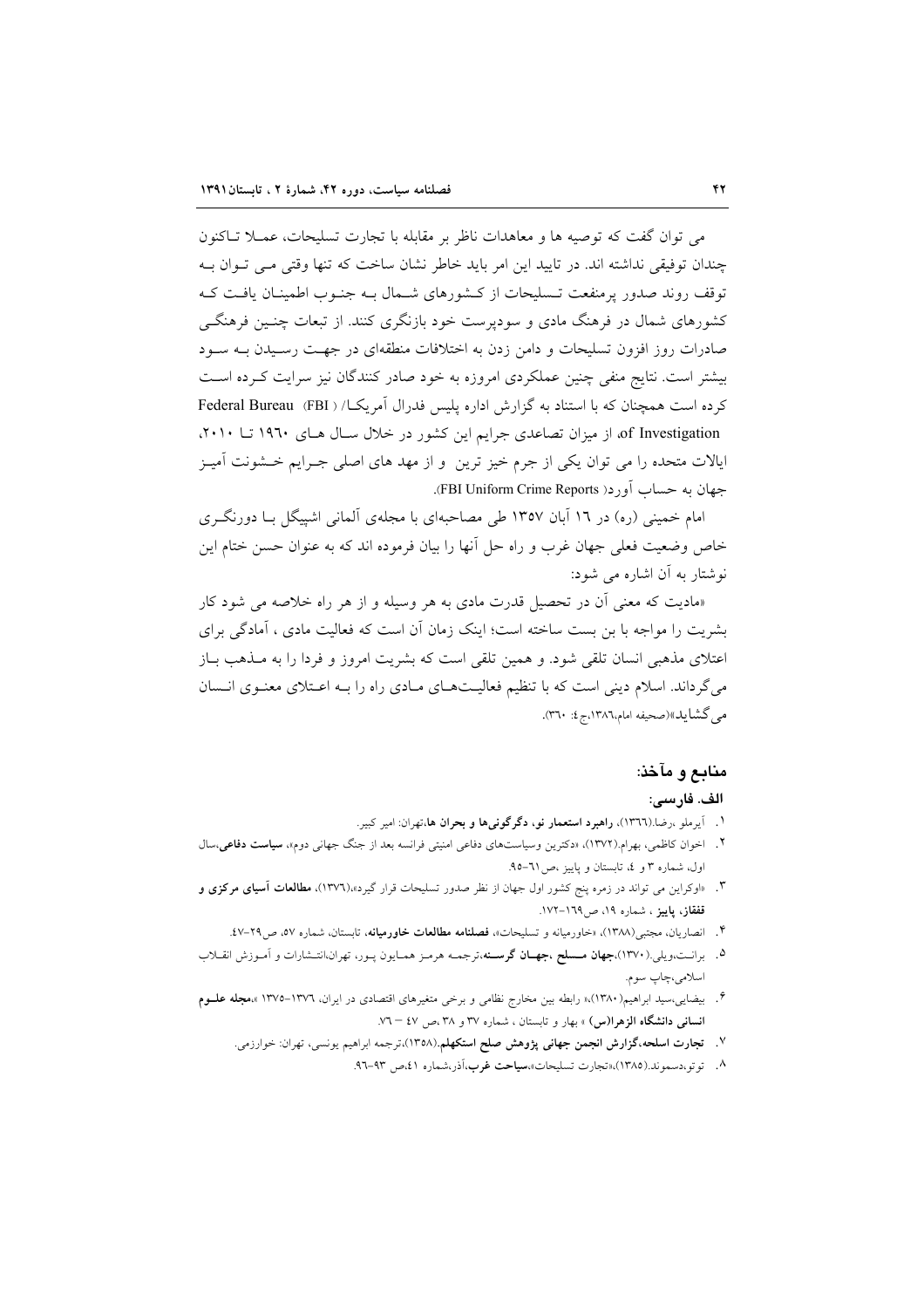می توان گفت که توصیه ها و معاهدات ناظر بر مقابله با تجارت تسلیحات، عملا تاکنون چندان توفیقی نداشته اند. در تایید این امر باید خاطر نشان ساخت که تنها وقتی می توان به توقف روند صدور پرمنفعت تسلیحات از کشورهای شمال به جنوب اطمینان یافت که کشورهای شمال در فرهنگ مادی و سودپرست خود بازنگری کنند. از تبعات چنین فرهنگی صادرات روز افزون تسلیحات و دامن زدن به اختلافات منطقه‌ای در جهت رسیدن به سود بیشتر است. نتایج منفی چنین عملکردی امروزه به خود صادر کنندگان نیز سرایت کرده است کرده است همچنان که با استناد به گزارش اداره پلیس فدرال آمریکا/ (FBI (Federal Bureau of Investigation، از میزان تصاعدی جرایم این کشور در خلال سال های ۱۹٦۰ تا ۲۰۱۰، ایالات متحده را می توان یکی از جرم خیز ترین و از مهد های اصلی جرایم خشونت آمیز جهان به حساب آورد( FBI Uniform Crime Reports).

امام خمینی (ره) در ١٦ آبان ١٣٥٧ طی مصاحبه‌ای با مجله‌ی آلمانی اشپیگل با دورنگری خاص وضعیت فعلی جهان غرب و راه حل آنها را بیان فرموده اند که به عنوان حسن ختام این نوشتار به آن اشاره می شود:

«مادیت که معنی آن در تحصیل قدرت مادی به هر وسیله و از هر راه خلاصه می شود کار بشریت را مواجه با بن بست ساخته است؛ اینک زمان آن است که فعالیت مادی ، آمادگی برای اعتلای مذهبی انسان تلقی شود. و همین تلقی است که بشریت امروز و فردا را به مذهب باز می‌گرداند. اسلام دینی است که با تنظیم فعالیت‌های مادی راه را به اعتلای معنوی انسان می‌گشاید»(صحیفه امام،١٣٨٦،ج٤: ٣٦٠).

## منابع و مآخذ:

### الف. فارسی:

١. آیرملو ،رضا.(١٣٦٦)، **راهبرد استعمار نو، دگرگونی‌ها و بحران ها**،تهران: امیر کبیر.

٢. اخوان کاظمی، بهرام.(١٣٧٢)، «دکترین وسیاست‌های دفاعی امنیتی فرانسه بعد از جنگ جهانی دوم»، **سیاست دفاعی**،سال اول، شماره ٣ و ٤، تابستان و پاییز ،ص٦١-٩٥.

٣. «اوکراین می تواند در زمره پنج کشور اول جهان از نظر صدور تسلیحات قرار گیرد»،(١٣٧٦)، **مطالعات آسیای مرکزی و قفقاز، پاییز** ، شماره ١٩، ص١٦٩-١٧٢.

٤. انصاریان، مجتبی(١٣٨٨)، «خاورمیانه و تسلیحات»، **فصلنامه مطالعات خاورمیانه**، تابستان، شماره ٥٧، ص٢٩-٤٧.

٥. برانت،ویلی.(١٣٧٠)،**جهان مسلح ،جهان گرسنه**،ترجمه هرمز همایون پور، تهران،انتشارات و آموزش انقلاب اسلامی،چاپ سوم.

٦. بیضایی،سید ابراهیم(١٣٨٠)،« رابطه بین مخارج نظامی و برخی متغیرهای اقتصادی در ایران، ١٣٧٦-١٣٧٥ »،**مجله علوم انسانی دانشگاه الزهرا(س)** » بهار و تابستان ، شماره ٣٧ و ٣٨ ،ص ٤٧ – ٧٦.

٧. **تجارت اسلحه،گزارش انجمن جهانی پژوهش صلح استکهلم**.(١٣٥٨)،ترجمه ابراهیم یونسی، تهران: خوارزمی.

٨. توتو،دسموند.(١٣٨٥)،«تجارت تسلیحات»،**سیاحت غرب**،آذر،شماره ٤١،ص ٩٣-٩٦.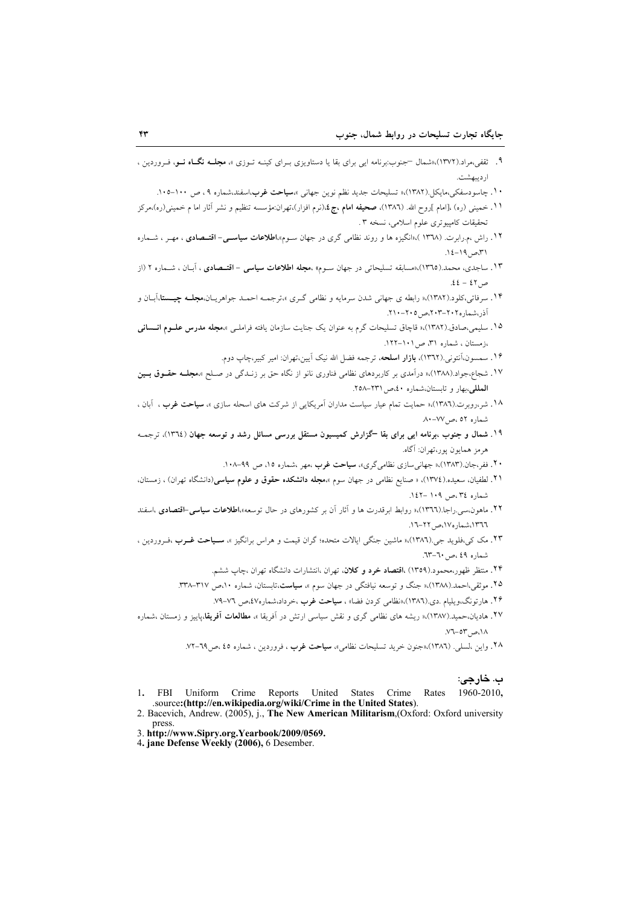۹. ثقفی،مراد.(۱۳۷۲)،«شمال –جنوب:برنامه ایی برای بقا یا دستاویزی بـرای کینـه تـوزی »، **مجلـه نگـاه نـو**، فـروردین ، اردیبهشت.

۱۰. چاسودسفکی،مایکل.(۱۳۸۲)،« تسلیحات جدید نظم نوین جهانی »،**سیاحت غرب**،اسفند،شماره ۹ ، ص ۱۰۰–۱۰۵.

۱۱. خمینی (ره) ]امام [روح الله. (۱۳۸٦)، **صحیفه امام ،ج ٤**،(نرم افزار)،تهران:مؤسسه تنظیم و نشر آثار اما م خمینی(ره)،مرکز تحقیقات کامپیوتری علوم اسلامی، نسخه ۳ .

۱۲. راش ،م.رابرت. (۱۳٦۸ )،«انگیزه ها و روند نظامی گری در جهان سـوم»،**اطلاعات سیاسـی– اقتـصادی** ، مهـر ، شـماره ۳۱،ص۱۹–۱٤.

۱۳. ساجدی، محمد.(۱۳٦۵)،«مسابقه تسلیحاتی در جهان سـوم» ،**مجله اطلاعات سیاسی – اقتـصادی** ، آبـان ، شـماره ۲ (از ص٤۲ – ٤٤.

۱۴. سرفاتی،کلود.(۱۳۸۲)،« رابطه ی جهانی شدن سرمایه و نظامی گـری »،ترجمـه احمـد جواهریـان،**مجلـه چیـستا**،آبـان و آذر،شماره۲۰۲–۲۰۳،ص۲۰۵–۲۱۰.

۱۵. سلیمی،صادق.(۱۳۸۲)،« قاچاق تسلیحات گرم به عنوان یک جنایت سازمان یافته فراملـی »،**مجله مدرس علـوم انـسانی** ،زمستان ، شماره ۳۱، ص ۱۰۱–۱۲۲.

۱۶. سمسون،آنتونی.(۱۳٦۲)، **بازار اسلحه**، ترجمه فضل الله نیک آیین،تهران: امیر کبیر،چاپ دوم.

۱۷. شجاع،جواد.(۱۳۸۸)،« درآمدی بر کاربردهای نظامی فناوری نانو از نگاه حق بر زنـدگی در صـلح »،**مجلـه حقـوق بـین المللی**،بهار و تابستان،شماره ٤۰،ص۲۳۱–۲۵۸.

۱۸. شر،روبرت.(۱۳۸٦)،« حمایت تمام عیار سیاست مداران آمریکایی از شرکت های اسحله سازی »، **سیاحت غرب** ، آبان ، شماره ۵۲ ،ص۷۷–۸۰.

۱۹. **شمال و جنوب ،برنامه ایی برای بقا –گزارش کمیسیون مستقل بررسی مسائل رشد و توسعه جهان** (۱۳٦٤)، ترجمـه هرمز همایون پور،تهران: آگاه.

۲۰. ففر،جان.(۱۳۸۳)،« جهانی‌سازی نظامی‌گری»، **سیاحت غرب** ،مهر ،شماره ۱۵، ص ۹۹–۱۰۸.

۲۱. لطفیان، سعیده.(۱۳۷٤)، « صنایع نظامی در جهان سوم »،**مجله دانشکده حقوق و علوم سیاسی**(دانشگاه تهران) ، زمستان، شماره ۳٤ ،ص ۱۰۹ –۱٤۲.

۲۲. ماهون،سی.راجا.(۱۳٦٦)،« روابط ابرقدرت ها و آثار آن بر کشورهای در حال توسعه»،**اطلاعات سیاسی–اقتصادی** ،اسفند ۱۳٦٦،شماره۱۷،ص۲۲–۱٦.

۲۳. مک کی،فلوید جی.(۱۳۸٦)،« ماشین جنگی ایالات متحده؛ گران قیمت و هراس برانگیز »، **سـیاحت غـرب** ،فـروردین ، شماره ٤۹ ،ص ٦۰–٦۳.

۲۴. منتظر ظهور،محمود.(۱۳۵۹) ،**اقتصاد خرد و کلان**، تهران ،انتشارات دانشگاه تهران ،چاپ ششم.

۲۵. موثقی،احمد.(۱۳۸۸)،« جنگ و توسعه نیافتگی در جهان سوم »، **سیاست**،تابستان، شماره ۱۰،ص ۳۱۷–۳۳۸.

۲۶. هارتونگ،ویلیام .دی.(۱۳۸٦)،«نظامی کردن فضا» ، **سیاحت غرب** ،خرداد،شماره٤۷،ص ۷٦–۷۹.

۲۷. هادیان،حمید.(۱۳۸۷)،« ریشه های نظامی گری و نقش سیاسی ارتش در آفریقا »، **مطالعات آفریقا**،پاییز و زمستان ،شماره ۱۸،ص۵۳–۷٦.

۲۸. واین ،لسلی. (۱۳۸٦)،«جنون خرید تسلیحات نظامی»، **سیاحت غرب** ، فروردین ، شماره ٤۵ ،ص٦۹–۷۲.

## ب. خارجی:

1. FBI Uniform Crime Reports United States Crime Rates 1960-2010, .source:(**http://en.wikipedia.org/wiki/Crime in the United States**).
2. Bacevich, Andrew. (2005), j., **The New American Militarism**,(Oxford: Oxford university press.
3. **http://www.Sipry.org.Yearbook/2009/0569.**
4. **jane Defense Weekly (2006),** 6 Desember.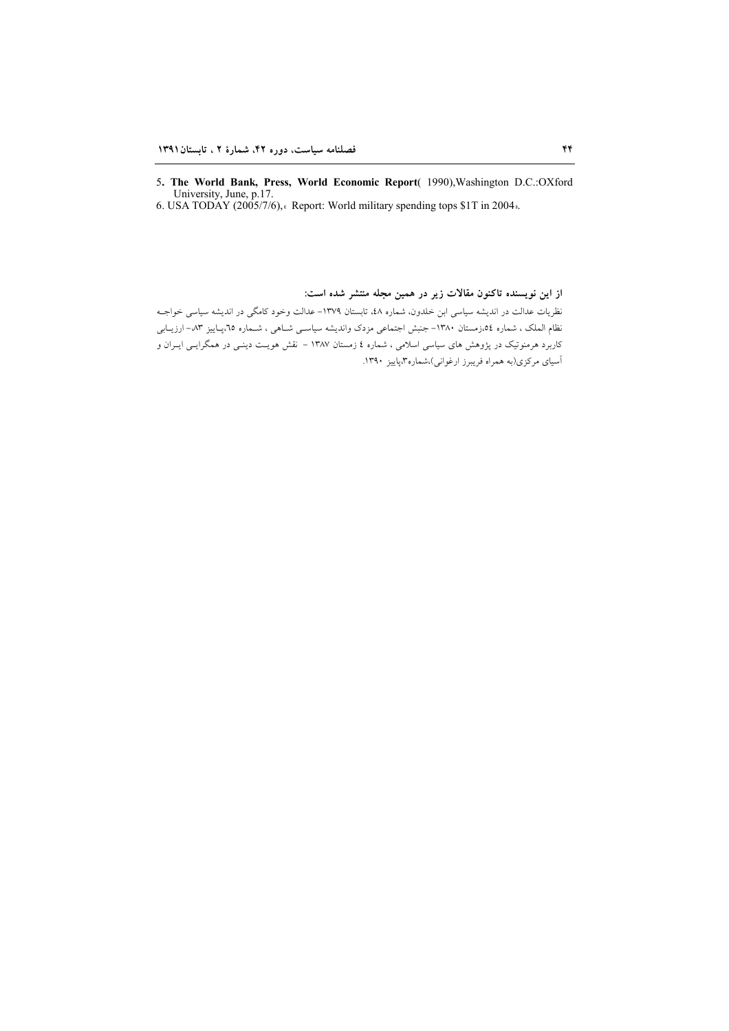5. **The World Bank, Press, World Economic Report**( 1990),Washington D.C.:OXford University, June, p.17.

6. USA TODAY (2005/7/6),« Report: World military spending tops $1T in 2004».

**از این نویسنده تاکنون مقالات زیر در همین مجله منتشر شده است:**

نظریات عدالت در اندیشه سیاسی ابن خلدون، شماره ٤٨، تابستان ١٣٧٩- عدالت وخود کامگی در اندیشه سیاسی خواجه نظام الملک ، شماره ٥٤،زمستان ١٣٨٠- جنبش اجتماعی مزدک واندیشه سیاسی شاهی ، شماره ٦٥،پاییز ٨٣- ارزیابی کاربرد هرمنوتیک در پژوهش های سیاسی اسلامی ، شماره ٤ زمستان ١٣٨٧ - نقش هویت دینی در همگرایی ایران و آسیای مرکزی(به همراه فریبرز ارغوانی)،شماره٣،پاییز ١٣٩٠.